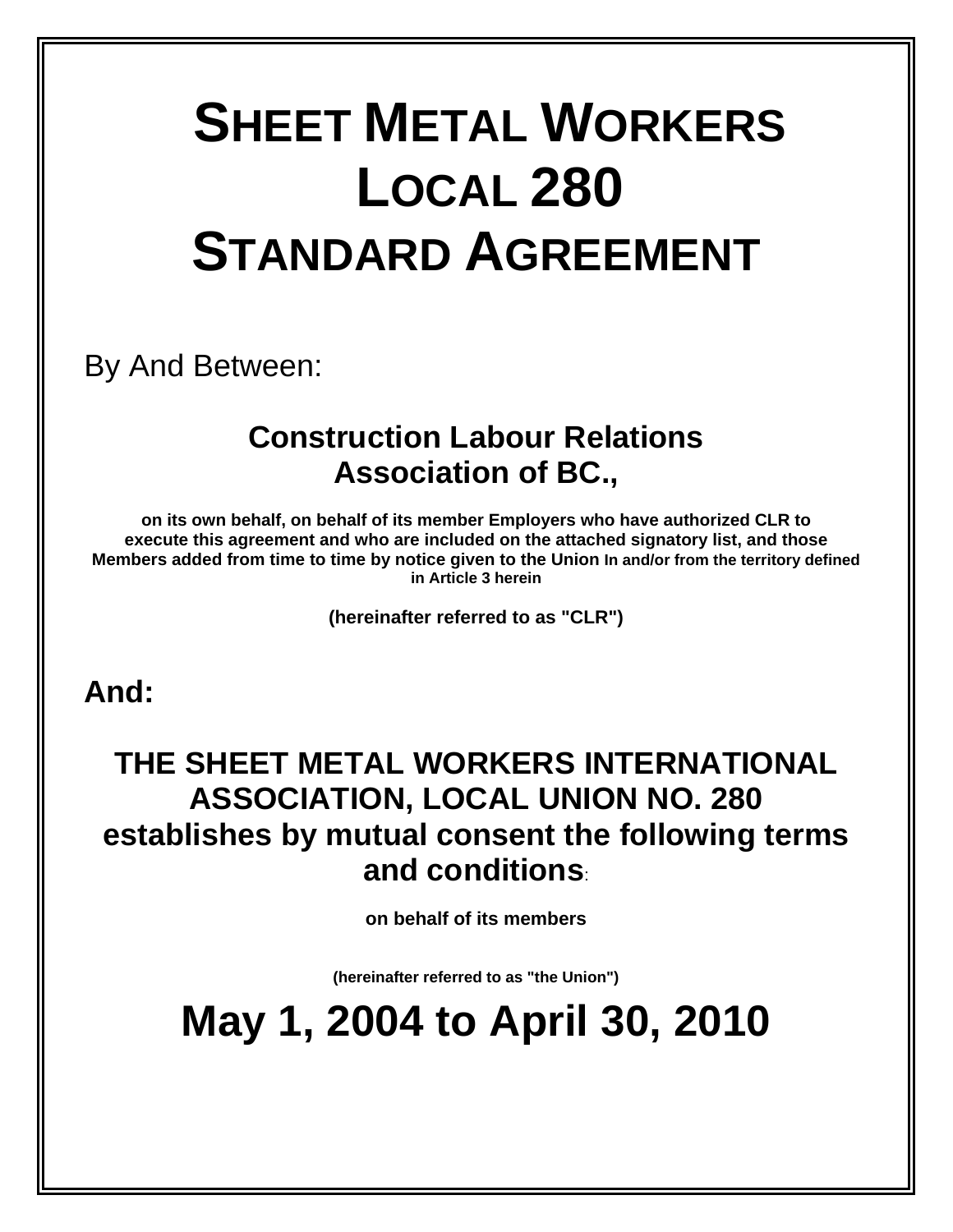# SHEET METAL WORKERS LOCAL 280 STANDARD AGREEMENT

By And Between:

## Construction Labour Relations Association of BC.,

**on its own behalf, on behalf of its member Employers who have authorized CLR to execute this agreement and who are included on the attached signatory list, and those Members added from time to time by notice given to the Union In and/or from the territory defined in Article 3 herein**

**(hereinafter referred to as "CLR")**

**And:**

## THE SHEET METAL WORKERS INTERNATIONAL ASSOCIATION, LOCAL UNION NO. 280 establishes by mutual consent the following terms and conditions:

**on behalf of its members**

**(hereinafter referred to as "the Union")**

# May 1, 2004 to April 30, 2010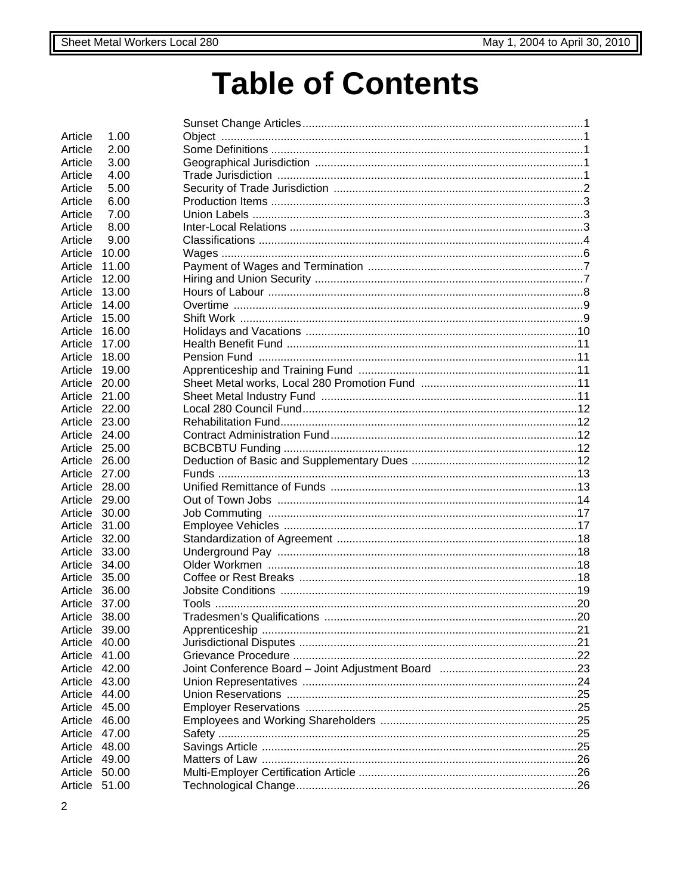# Table of Contents

| | | |
|---|---|---|
| | Sunset Change Articles | 1 |
| Article 1.00 | Object | 1 |
| Article 2.00 | Some Definitions | 1 |
| Article 3.00 | Geographical Jurisdiction | 1 |
| Article 4.00 | Trade Jurisdiction | 1 |
| Article 5.00 | Security of Trade Jurisdiction | 2 |
| Article 6.00 | Production Items | 3 |
| Article 7.00 | Union Labels | 3 |
| Article 8.00 | Inter-Local Relations | 3 |
| Article 9.00 | Classifications | 4 |
| Article 10.00 | Wages | 6 |
| Article 11.00 | Payment of Wages and Termination | 7 |
| Article 12.00 | Hiring and Union Security | 7 |
| Article 13.00 | Hours of Labour | 8 |
| Article 14.00 | Overtime | 9 |
| Article 15.00 | Shift Work | 9 |
| Article 16.00 | Holidays and Vacations | 10 |
| Article 17.00 | Health Benefit Fund | 11 |
| Article 18.00 | Pension Fund | 11 |
| Article 19.00 | Apprenticeship and Training Fund | 11 |
| Article 20.00 | Sheet Metal works, Local 280 Promotion Fund | 11 |
| Article 21.00 | Sheet Metal Industry Fund | 11 |
| Article 22.00 | Local 280 Council Fund | 12 |
| Article 23.00 | Rehabilitation Fund | 12 |
| Article 24.00 | Contract Administration Fund | 12 |
| Article 25.00 | BCBCBTU Funding | 12 |
| Article 26.00 | Deduction of Basic and Supplementary Dues | 12 |
| Article 27.00 | Funds | 13 |
| Article 28.00 | Unified Remittance of Funds | 13 |
| Article 29.00 | Out of Town Jobs | 14 |
| Article 30.00 | Job Commuting | 17 |
| Article 31.00 | Employee Vehicles | 17 |
| Article 32.00 | Standardization of Agreement | 18 |
| Article 33.00 | Underground Pay | 18 |
| Article 34.00 | Older Workmen | 18 |
| Article 35.00 | Coffee or Rest Breaks | 18 |
| Article 36.00 | Jobsite Conditions | 19 |
| Article 37.00 | Tools | 20 |
| Article 38.00 | Tradesmen's Qualifications | 20 |
| Article 39.00 | Apprenticeship | 21 |
| Article 40.00 | Jurisdictional Disputes | 21 |
| Article 41.00 | Grievance Procedure | 22 |
| Article 42.00 | Joint Conference Board – Joint Adjustment Board | 23 |
| Article 43.00 | Union Representatives | 24 |
| Article 44.00 | Union Reservations | 25 |
| Article 45.00 | Employer Reservations | 25 |
| Article 46.00 | Employees and Working Shareholders | 25 |
| Article 47.00 | Safety | 25 |
| Article 48.00 | Savings Article | 25 |
| Article 49.00 | Matters of Law | 26 |
| Article 50.00 | Multi-Employer Certification Article | 26 |
| Article 51.00 | Technological Change | 26 |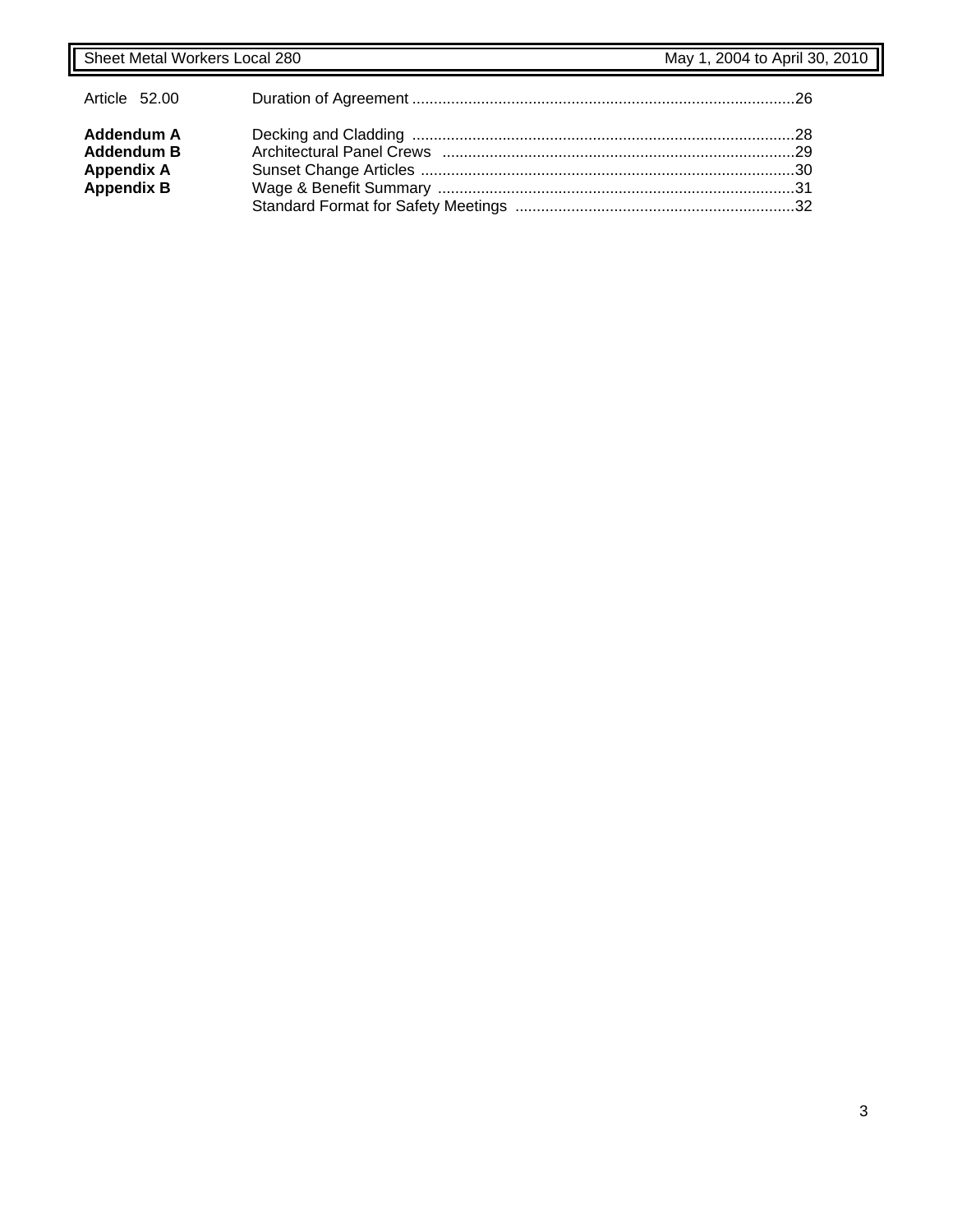| | | |
|---|---|---|
| Article 52.00 | Duration of Agreement | 26 |
| **Addendum A** | Decking and Cladding | 28 |
| **Addendum B** | Architectural Panel Crews | 29 |
| **Appendix A** | Sunset Change Articles | 30 |
| **Appendix B** | Wage & Benefit Summary | 31 |
| | Standard Format for Safety Meetings | 32 |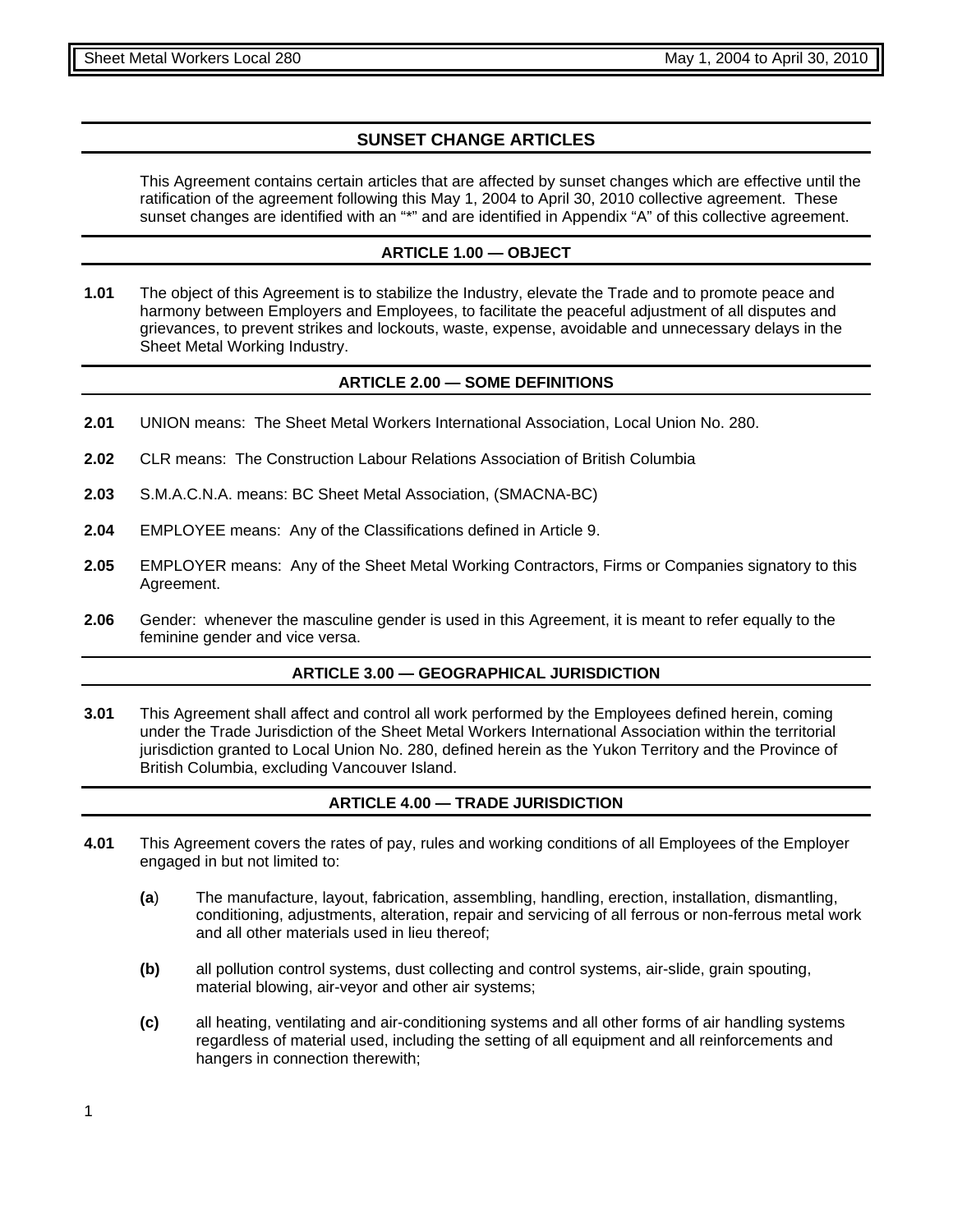## SUNSET CHANGE ARTICLES

This Agreement contains certain articles that are affected by sunset changes which are effective until the ratification of the agreement following this May 1, 2004 to April 30, 2010 collective agreement. These sunset changes are identified with an "*" and are identified in Appendix "A" of this collective agreement.

## ARTICLE 1.00 — OBJECT

**1.01** The object of this Agreement is to stabilize the Industry, elevate the Trade and to promote peace and harmony between Employers and Employees, to facilitate the peaceful adjustment of all disputes and grievances, to prevent strikes and lockouts, waste, expense, avoidable and unnecessary delays in the Sheet Metal Working Industry.

## ARTICLE 2.00 — SOME DEFINITIONS

**2.01** UNION means: The Sheet Metal Workers International Association, Local Union No. 280.

**2.02** CLR means: The Construction Labour Relations Association of British Columbia

**2.03** S.M.A.C.N.A. means: BC Sheet Metal Association, (SMACNA-BC)

**2.04** EMPLOYEE means: Any of the Classifications defined in Article 9.

**2.05** EMPLOYER means: Any of the Sheet Metal Working Contractors, Firms or Companies signatory to this Agreement.

**2.06** Gender: whenever the masculine gender is used in this Agreement, it is meant to refer equally to the feminine gender and vice versa.

## ARTICLE 3.00 — GEOGRAPHICAL JURISDICTION

**3.01** This Agreement shall affect and control all work performed by the Employees defined herein, coming under the Trade Jurisdiction of the Sheet Metal Workers International Association within the territorial jurisdiction granted to Local Union No. 280, defined herein as the Yukon Territory and the Province of British Columbia, excluding Vancouver Island.

## ARTICLE 4.00 — TRADE JURISDICTION

**4.01** This Agreement covers the rates of pay, rules and working conditions of all Employees of the Employer engaged in but not limited to:

**(a)** The manufacture, layout, fabrication, assembling, handling, erection, installation, dismantling, conditioning, adjustments, alteration, repair and servicing of all ferrous or non-ferrous metal work and all other materials used in lieu thereof;

**(b)** all pollution control systems, dust collecting and control systems, air-slide, grain spouting, material blowing, air-veyor and other air systems;

**(c)** all heating, ventilating and air-conditioning systems and all other forms of air handling systems regardless of material used, including the setting of all equipment and all reinforcements and hangers in connection therewith;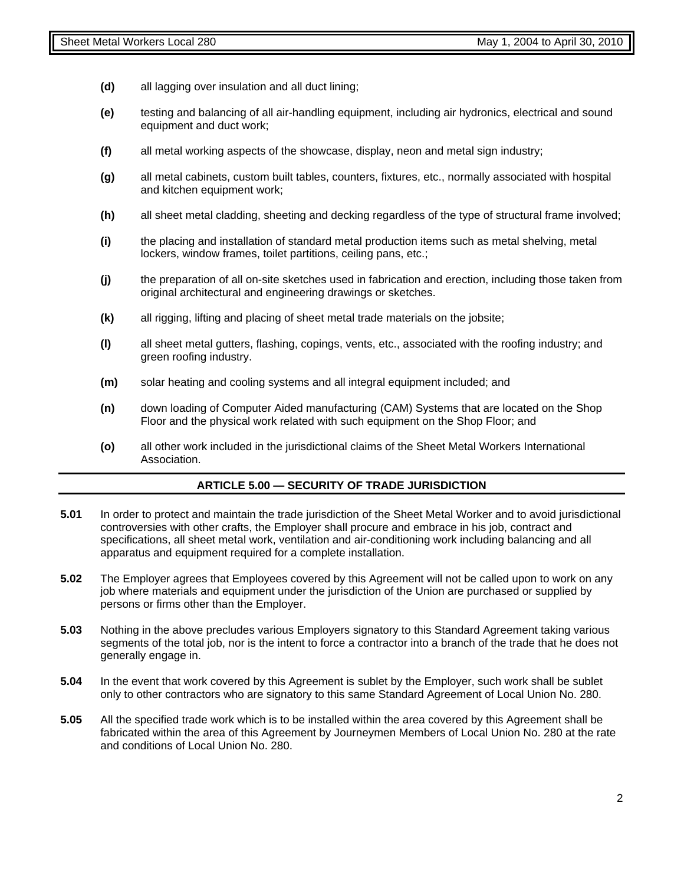**(d)** all lagging over insulation and all duct lining;

**(e)** testing and balancing of all air-handling equipment, including air hydronics, electrical and sound equipment and duct work;

**(f)** all metal working aspects of the showcase, display, neon and metal sign industry;

**(g)** all metal cabinets, custom built tables, counters, fixtures, etc., normally associated with hospital and kitchen equipment work;

**(h)** all sheet metal cladding, sheeting and decking regardless of the type of structural frame involved;

**(i)** the placing and installation of standard metal production items such as metal shelving, metal lockers, window frames, toilet partitions, ceiling pans, etc.;

**(j)** the preparation of all on-site sketches used in fabrication and erection, including those taken from original architectural and engineering drawings or sketches.

**(k)** all rigging, lifting and placing of sheet metal trade materials on the jobsite;

**(l)** all sheet metal gutters, flashing, copings, vents, etc., associated with the roofing industry; and green roofing industry.

**(m)** solar heating and cooling systems and all integral equipment included; and

**(n)** down loading of Computer Aided manufacturing (CAM) Systems that are located on the Shop Floor and the physical work related with such equipment on the Shop Floor; and

**(o)** all other work included in the jurisdictional claims of the Sheet Metal Workers International Association.

## ARTICLE 5.00 — SECURITY OF TRADE JURISDICTION

**5.01** In order to protect and maintain the trade jurisdiction of the Sheet Metal Worker and to avoid jurisdictional controversies with other crafts, the Employer shall procure and embrace in his job, contract and specifications, all sheet metal work, ventilation and air-conditioning work including balancing and all apparatus and equipment required for a complete installation.

**5.02** The Employer agrees that Employees covered by this Agreement will not be called upon to work on any job where materials and equipment under the jurisdiction of the Union are purchased or supplied by persons or firms other than the Employer.

**5.03** Nothing in the above precludes various Employers signatory to this Standard Agreement taking various segments of the total job, nor is the intent to force a contractor into a branch of the trade that he does not generally engage in.

**5.04** In the event that work covered by this Agreement is sublet by the Employer, such work shall be sublet only to other contractors who are signatory to this same Standard Agreement of Local Union No. 280.

**5.05** All the specified trade work which is to be installed within the area covered by this Agreement shall be fabricated within the area of this Agreement by Journeymen Members of Local Union No. 280 at the rate and conditions of Local Union No. 280.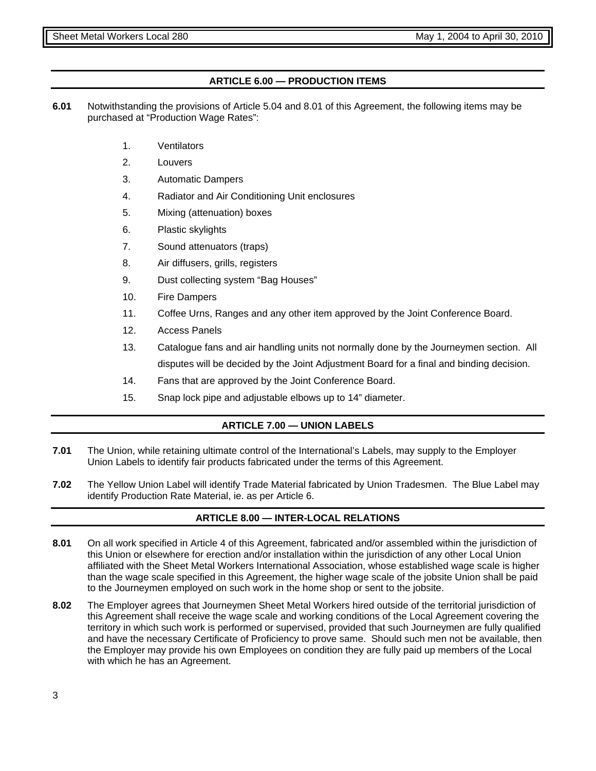## ARTICLE 6.00 — PRODUCTION ITEMS

**6.01** Notwithstanding the provisions of Article 5.04 and 8.01 of this Agreement, the following items may be purchased at "Production Wage Rates":

1. Ventilators
2. Louvers
3. Automatic Dampers
4. Radiator and Air Conditioning Unit enclosures
5. Mixing (attenuation) boxes
6. Plastic skylights
7. Sound attenuators (traps)
8. Air diffusers, grills, registers
9. Dust collecting system "Bag Houses"
10. Fire Dampers
11. Coffee Urns, Ranges and any other item approved by the Joint Conference Board.
12. Access Panels
13. Catalogue fans and air handling units not normally done by the Journeymen section. All disputes will be decided by the Joint Adjustment Board for a final and binding decision.
14. Fans that are approved by the Joint Conference Board.
15. Snap lock pipe and adjustable elbows up to 14" diameter.

## ARTICLE 7.00 — UNION LABELS

**7.01** The Union, while retaining ultimate control of the International's Labels, may supply to the Employer Union Labels to identify fair products fabricated under the terms of this Agreement.

**7.02** The Yellow Union Label will identify Trade Material fabricated by Union Tradesmen. The Blue Label may identify Production Rate Material, ie. as per Article 6.

## ARTICLE 8.00 — INTER-LOCAL RELATIONS

**8.01** On all work specified in Article 4 of this Agreement, fabricated and/or assembled within the jurisdiction of this Union or elsewhere for erection and/or installation within the jurisdiction of any other Local Union affiliated with the Sheet Metal Workers International Association, whose established wage scale is higher than the wage scale specified in this Agreement, the higher wage scale of the jobsite Union shall be paid to the Journeymen employed on such work in the home shop or sent to the jobsite.

**8.02** The Employer agrees that Journeymen Sheet Metal Workers hired outside of the territorial jurisdiction of this Agreement shall receive the wage scale and working conditions of the Local Agreement covering the territory in which such work is performed or supervised, provided that such Journeymen are fully qualified and have the necessary Certificate of Proficiency to prove same. Should such men not be available, then the Employer may provide his own Employees on condition they are fully paid up members of the Local with which he has an Agreement.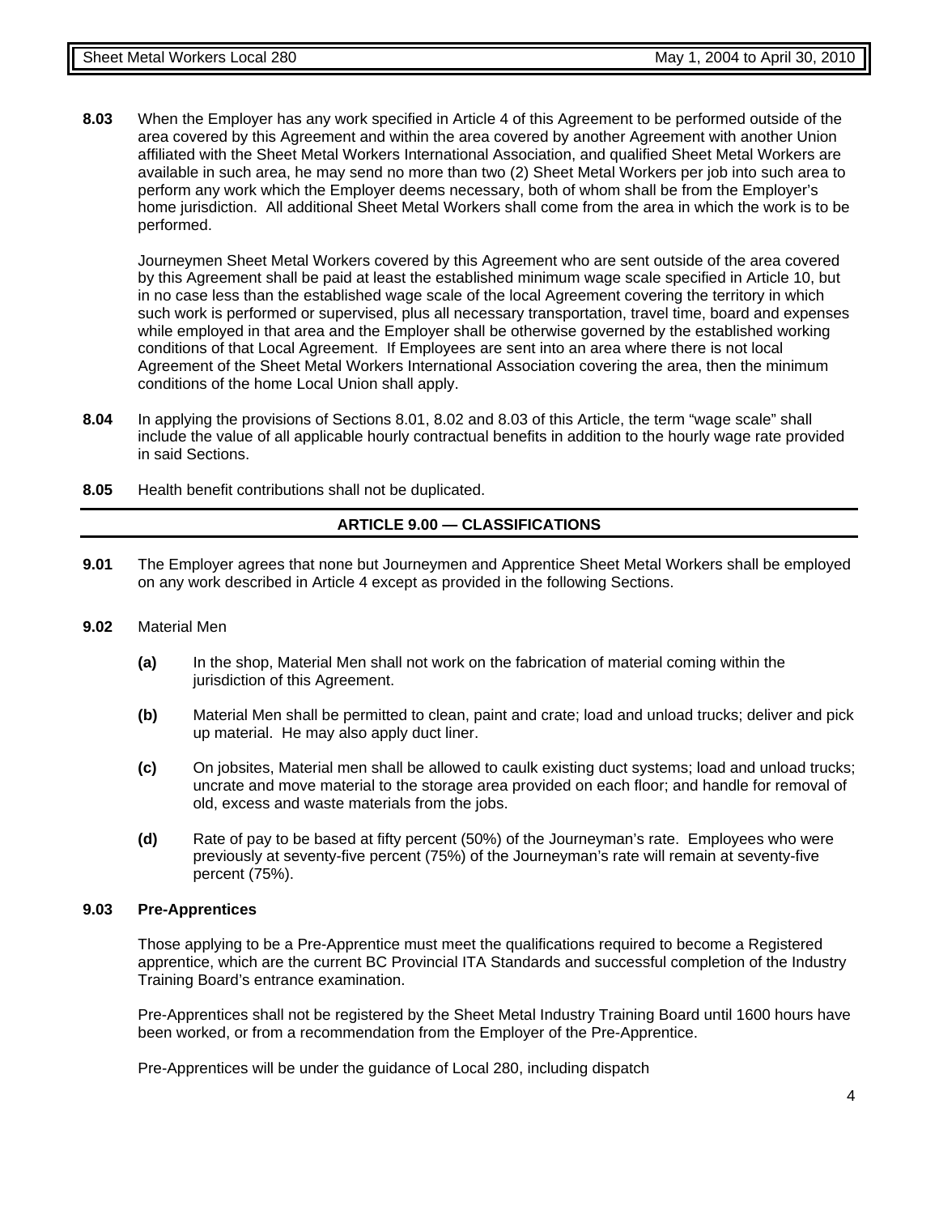**8.03** When the Employer has any work specified in Article 4 of this Agreement to be performed outside of the area covered by this Agreement and within the area covered by another Agreement with another Union affiliated with the Sheet Metal Workers International Association, and qualified Sheet Metal Workers are available in such area, he may send no more than two (2) Sheet Metal Workers per job into such area to perform any work which the Employer deems necessary, both of whom shall be from the Employer's home jurisdiction. All additional Sheet Metal Workers shall come from the area in which the work is to be performed.

Journeymen Sheet Metal Workers covered by this Agreement who are sent outside of the area covered by this Agreement shall be paid at least the established minimum wage scale specified in Article 10, but in no case less than the established wage scale of the local Agreement covering the territory in which such work is performed or supervised, plus all necessary transportation, travel time, board and expenses while employed in that area and the Employer shall be otherwise governed by the established working conditions of that Local Agreement. If Employees are sent into an area where there is not local Agreement of the Sheet Metal Workers International Association covering the area, then the minimum conditions of the home Local Union shall apply.

**8.04** In applying the provisions of Sections 8.01, 8.02 and 8.03 of this Article, the term "wage scale" shall include the value of all applicable hourly contractual benefits in addition to the hourly wage rate provided in said Sections.

**8.05** Health benefit contributions shall not be duplicated.

## ARTICLE 9.00 — CLASSIFICATIONS

**9.01** The Employer agrees that none but Journeymen and Apprentice Sheet Metal Workers shall be employed on any work described in Article 4 except as provided in the following Sections.

**9.02** Material Men

- **(a)** In the shop, Material Men shall not work on the fabrication of material coming within the jurisdiction of this Agreement.
- **(b)** Material Men shall be permitted to clean, paint and crate; load and unload trucks; deliver and pick up material. He may also apply duct liner.
- **(c)** On jobsites, Material men shall be allowed to caulk existing duct systems; load and unload trucks; uncrate and move material to the storage area provided on each floor; and handle for removal of old, excess and waste materials from the jobs.
- **(d)** Rate of pay to be based at fifty percent (50%) of the Journeyman's rate. Employees who were previously at seventy-five percent (75%) of the Journeyman's rate will remain at seventy-five percent (75%).

**9.03 Pre-Apprentices**

Those applying to be a Pre-Apprentice must meet the qualifications required to become a Registered apprentice, which are the current BC Provincial ITA Standards and successful completion of the Industry Training Board's entrance examination.

Pre-Apprentices shall not be registered by the Sheet Metal Industry Training Board until 1600 hours have been worked, or from a recommendation from the Employer of the Pre-Apprentice.

Pre-Apprentices will be under the guidance of Local 280, including dispatch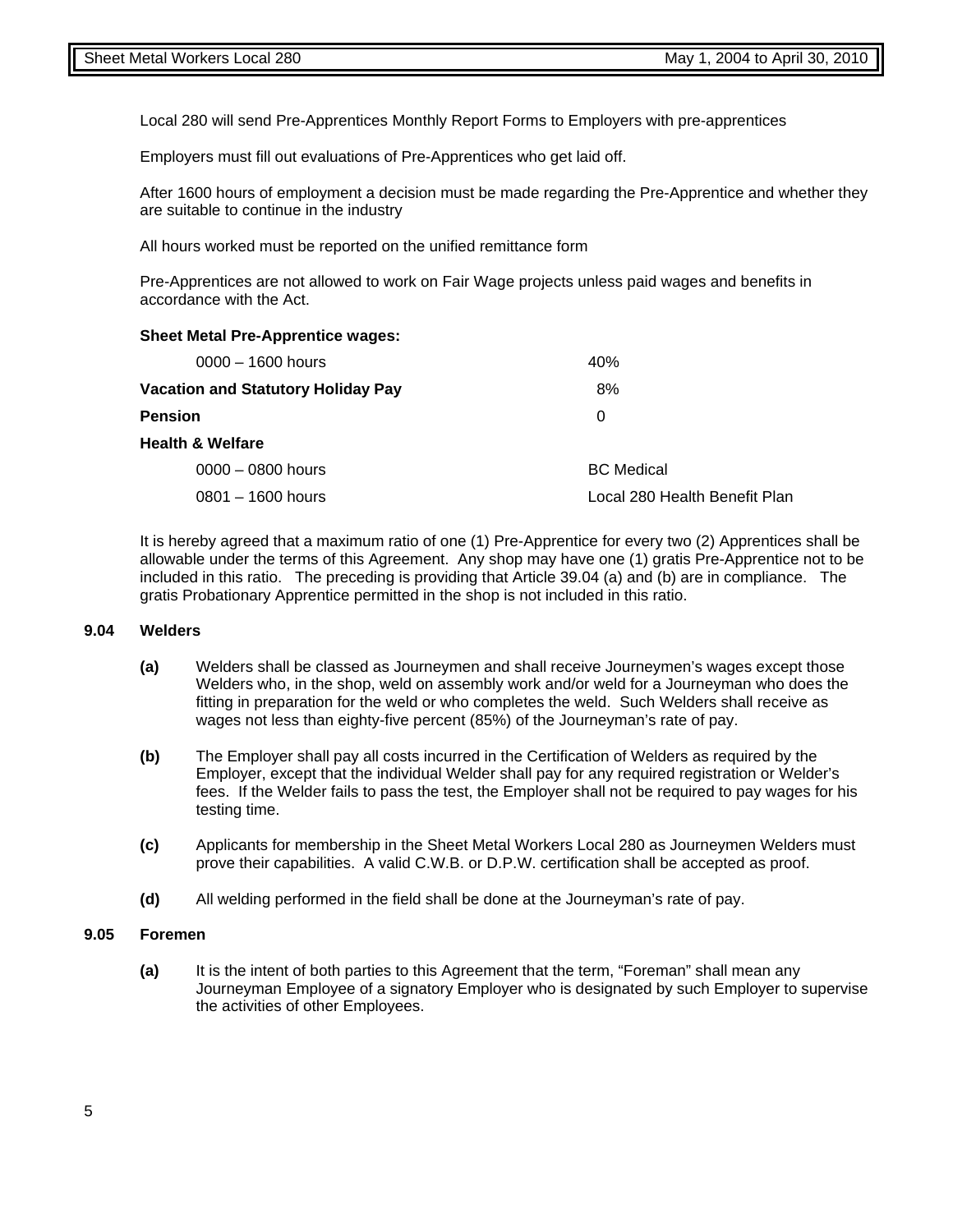Local 280 will send Pre-Apprentices Monthly Report Forms to Employers with pre-apprentices

Employers must fill out evaluations of Pre-Apprentices who get laid off.

After 1600 hours of employment a decision must be made regarding the Pre-Apprentice and whether they are suitable to continue in the industry

All hours worked must be reported on the unified remittance form

Pre-Apprentices are not allowed to work on Fair Wage projects unless paid wages and benefits in accordance with the Act.

**Sheet Metal Pre-Apprentice wages:**

| | |
|---|---|
| 0000 – 1600 hours | 40% |
| **Vacation and Statutory Holiday Pay** | 8% |
| **Pension** | 0 |
| **Health & Welfare** | |
| 0000 – 0800 hours | BC Medical |
| 0801 – 1600 hours | Local 280 Health Benefit Plan |

It is hereby agreed that a maximum ratio of one (1) Pre-Apprentice for every two (2) Apprentices shall be allowable under the terms of this Agreement. Any shop may have one (1) gratis Pre-Apprentice not to be included in this ratio. The preceding is providing that Article 39.04 (a) and (b) are in compliance. The gratis Probationary Apprentice permitted in the shop is not included in this ratio.

**9.04 Welders**

**(a)** Welders shall be classed as Journeymen and shall receive Journeymen's wages except those Welders who, in the shop, weld on assembly work and/or weld for a Journeyman who does the fitting in preparation for the weld or who completes the weld. Such Welders shall receive as wages not less than eighty-five percent (85%) of the Journeyman's rate of pay.

**(b)** The Employer shall pay all costs incurred in the Certification of Welders as required by the Employer, except that the individual Welder shall pay for any required registration or Welder's fees. If the Welder fails to pass the test, the Employer shall not be required to pay wages for his testing time.

**(c)** Applicants for membership in the Sheet Metal Workers Local 280 as Journeymen Welders must prove their capabilities. A valid C.W.B. or D.P.W. certification shall be accepted as proof.

**(d)** All welding performed in the field shall be done at the Journeyman's rate of pay.

**9.05 Foremen**

**(a)** It is the intent of both parties to this Agreement that the term, "Foreman" shall mean any Journeyman Employee of a signatory Employer who is designated by such Employer to supervise the activities of other Employees.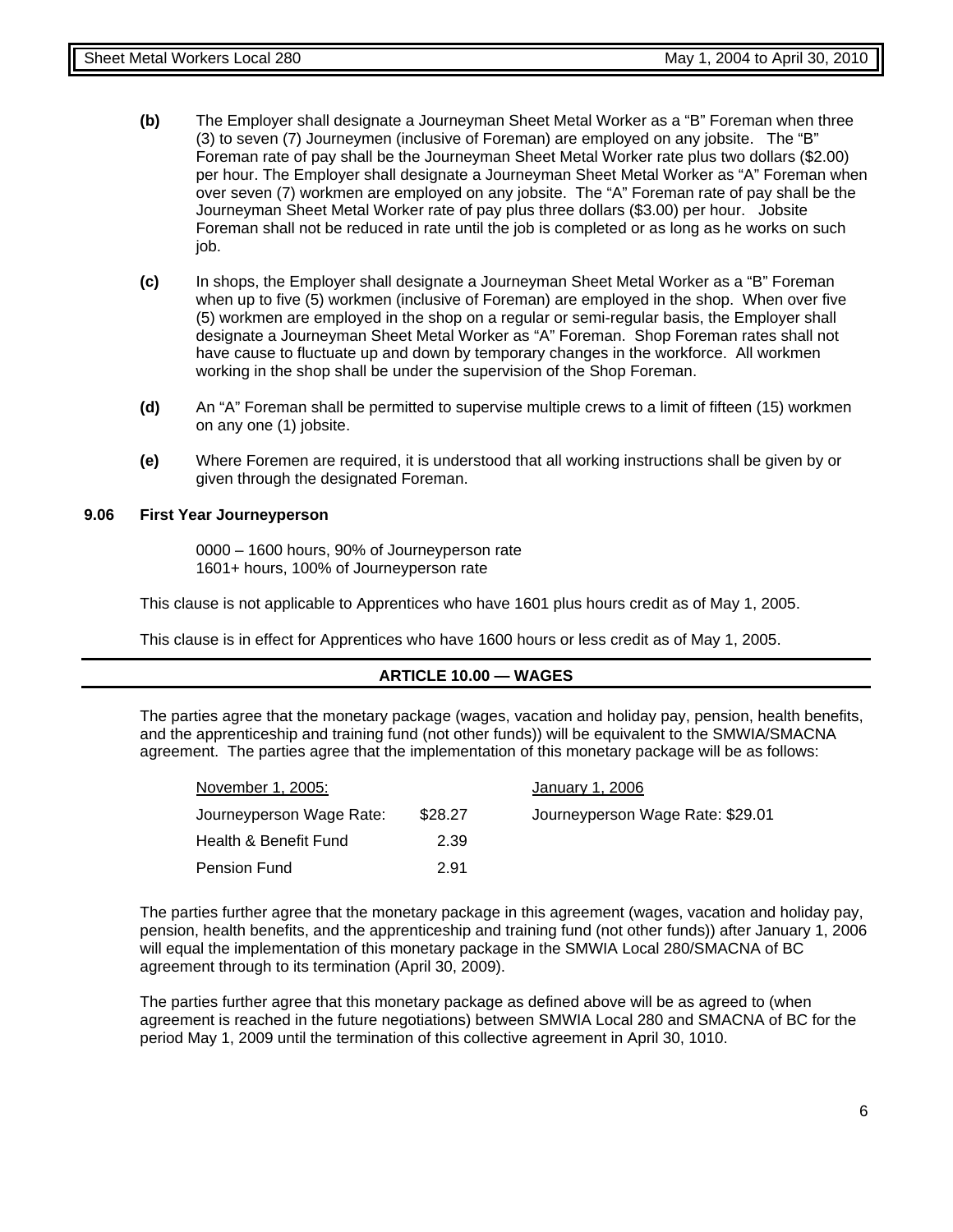**(b)** The Employer shall designate a Journeyman Sheet Metal Worker as a "B" Foreman when three (3) to seven (7) Journeymen (inclusive of Foreman) are employed on any jobsite. The "B" Foreman rate of pay shall be the Journeyman Sheet Metal Worker rate plus two dollars ($2.00) per hour. The Employer shall designate a Journeyman Sheet Metal Worker as "A" Foreman when over seven (7) workmen are employed on any jobsite. The "A" Foreman rate of pay shall be the Journeyman Sheet Metal Worker rate of pay plus three dollars ($3.00) per hour. Jobsite Foreman shall not be reduced in rate until the job is completed or as long as he works on such job.

**(c)** In shops, the Employer shall designate a Journeyman Sheet Metal Worker as a "B" Foreman when up to five (5) workmen (inclusive of Foreman) are employed in the shop. When over five (5) workmen are employed in the shop on a regular or semi-regular basis, the Employer shall designate a Journeyman Sheet Metal Worker as "A" Foreman. Shop Foreman rates shall not have cause to fluctuate up and down by temporary changes in the workforce. All workmen working in the shop shall be under the supervision of the Shop Foreman.

**(d)** An "A" Foreman shall be permitted to supervise multiple crews to a limit of fifteen (15) workmen on any one (1) jobsite.

**(e)** Where Foremen are required, it is understood that all working instructions shall be given by or given through the designated Foreman.

**9.06 First Year Journeyperson**

0000 – 1600 hours, 90% of Journeyperson rate
1601+ hours, 100% of Journeyperson rate

This clause is not applicable to Apprentices who have 1601 plus hours credit as of May 1, 2005.

This clause is in effect for Apprentices who have 1600 hours or less credit as of May 1, 2005.

## ARTICLE 10.00 — WAGES

The parties agree that the monetary package (wages, vacation and holiday pay, pension, health benefits, and the apprenticeship and training fund (not other funds)) will be equivalent to the SMWIA/SMACNA agreement. The parties agree that the implementation of this monetary package will be as follows:

| November 1, 2005: | | January 1, 2006 |
|---|---|---|
| Journeyperson Wage Rate: | $28.27 | Journeyperson Wage Rate: $29.01 |
| Health & Benefit Fund | 2.39 | |
| Pension Fund | 2.91 | |

The parties further agree that the monetary package in this agreement (wages, vacation and holiday pay, pension, health benefits, and the apprenticeship and training fund (not other funds)) after January 1, 2006 will equal the implementation of this monetary package in the SMWIA Local 280/SMACNA of BC agreement through to its termination (April 30, 2009).

The parties further agree that this monetary package as defined above will be as agreed to (when agreement is reached in the future negotiations) between SMWIA Local 280 and SMACNA of BC for the period May 1, 2009 until the termination of this collective agreement in April 30, 1010.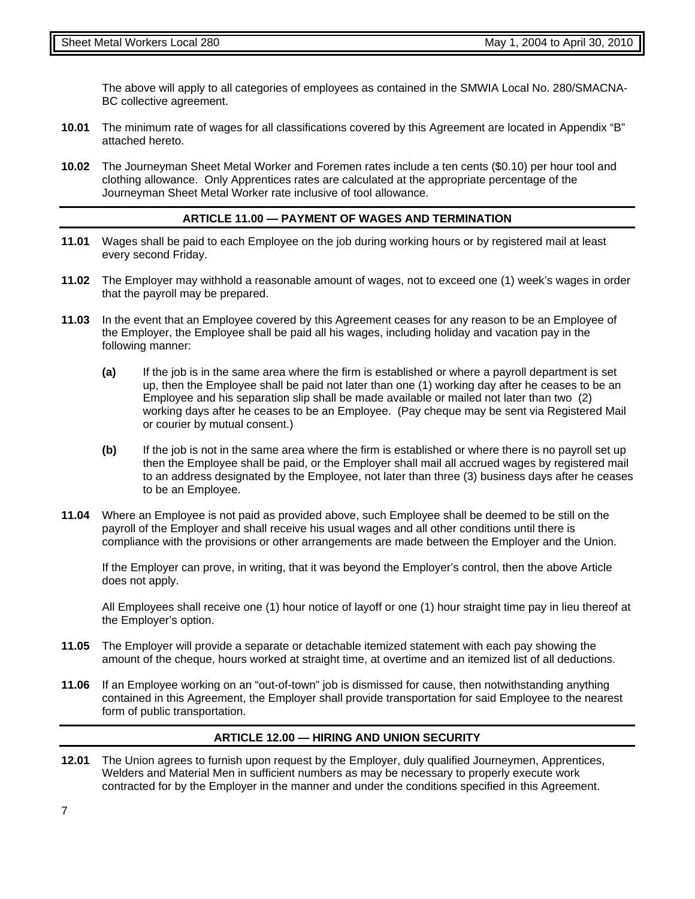The above will apply to all categories of employees as contained in the SMWIA Local No. 280/SMACNA-BC collective agreement.

**10.01** The minimum rate of wages for all classifications covered by this Agreement are located in Appendix "B" attached hereto.

**10.02** The Journeyman Sheet Metal Worker and Foremen rates include a ten cents ($0.10) per hour tool and clothing allowance. Only Apprentices rates are calculated at the appropriate percentage of the Journeyman Sheet Metal Worker rate inclusive of tool allowance.

## ARTICLE 11.00 — PAYMENT OF WAGES AND TERMINATION

**11.01** Wages shall be paid to each Employee on the job during working hours or by registered mail at least every second Friday.

**11.02** The Employer may withhold a reasonable amount of wages, not to exceed one (1) week's wages in order that the payroll may be prepared.

**11.03** In the event that an Employee covered by this Agreement ceases for any reason to be an Employee of the Employer, the Employee shall be paid all his wages, including holiday and vacation pay in the following manner:

- **(a)** If the job is in the same area where the firm is established or where a payroll department is set up, then the Employee shall be paid not later than one (1) working day after he ceases to be an Employee and his separation slip shall be made available or mailed not later than two (2) working days after he ceases to be an Employee. (Pay cheque may be sent via Registered Mail or courier by mutual consent.)

- **(b)** If the job is not in the same area where the firm is established or where there is no payroll set up then the Employee shall be paid, or the Employer shall mail all accrued wages by registered mail to an address designated by the Employee, not later than three (3) business days after he ceases to be an Employee.

**11.04** Where an Employee is not paid as provided above, such Employee shall be deemed to be still on the payroll of the Employer and shall receive his usual wages and all other conditions until there is compliance with the provisions or other arrangements are made between the Employer and the Union.

If the Employer can prove, in writing, that it was beyond the Employer's control, then the above Article does not apply.

All Employees shall receive one (1) hour notice of layoff or one (1) hour straight time pay in lieu thereof at the Employer's option.

**11.05** The Employer will provide a separate or detachable itemized statement with each pay showing the amount of the cheque, hours worked at straight time, at overtime and an itemized list of all deductions.

**11.06** If an Employee working on an "out-of-town" job is dismissed for cause, then notwithstanding anything contained in this Agreement, the Employer shall provide transportation for said Employee to the nearest form of public transportation.

## ARTICLE 12.00 — HIRING AND UNION SECURITY

**12.01** The Union agrees to furnish upon request by the Employer, duly qualified Journeymen, Apprentices, Welders and Material Men in sufficient numbers as may be necessary to properly execute work contracted for by the Employer in the manner and under the conditions specified in this Agreement.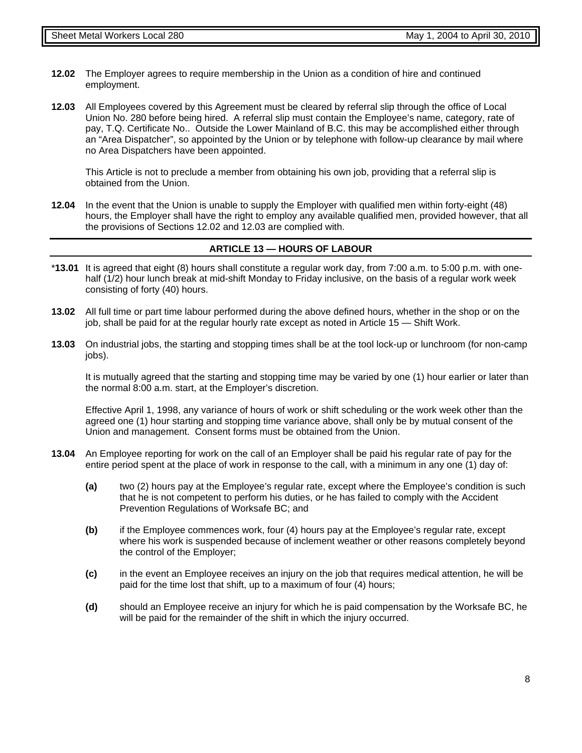**12.02** The Employer agrees to require membership in the Union as a condition of hire and continued employment.

**12.03** All Employees covered by this Agreement must be cleared by referral slip through the office of Local Union No. 280 before being hired. A referral slip must contain the Employee's name, category, rate of pay, T.Q. Certificate No.. Outside the Lower Mainland of B.C. this may be accomplished either through an "Area Dispatcher", so appointed by the Union or by telephone with follow-up clearance by mail where no Area Dispatchers have been appointed.

This Article is not to preclude a member from obtaining his own job, providing that a referral slip is obtained from the Union.

**12.04** In the event that the Union is unable to supply the Employer with qualified men within forty-eight (48) hours, the Employer shall have the right to employ any available qualified men, provided however, that all the provisions of Sections 12.02 and 12.03 are complied with.

## ARTICLE 13 — HOURS OF LABOUR

*__13.01__ It is agreed that eight (8) hours shall constitute a regular work day, from 7:00 a.m. to 5:00 p.m. with one-half (1/2) hour lunch break at mid-shift Monday to Friday inclusive, on the basis of a regular work week consisting of forty (40) hours.

**13.02** All full time or part time labour performed during the above defined hours, whether in the shop or on the job, shall be paid for at the regular hourly rate except as noted in Article 15 — Shift Work.

**13.03** On industrial jobs, the starting and stopping times shall be at the tool lock-up or lunchroom (for non-camp jobs).

It is mutually agreed that the starting and stopping time may be varied by one (1) hour earlier or later than the normal 8:00 a.m. start, at the Employer's discretion.

Effective April 1, 1998, any variance of hours of work or shift scheduling or the work week other than the agreed one (1) hour starting and stopping time variance above, shall only be by mutual consent of the Union and management. Consent forms must be obtained from the Union.

**13.04** An Employee reporting for work on the call of an Employer shall be paid his regular rate of pay for the entire period spent at the place of work in response to the call, with a minimum in any one (1) day of:

**(a)** two (2) hours pay at the Employee's regular rate, except where the Employee's condition is such that he is not competent to perform his duties, or he has failed to comply with the Accident Prevention Regulations of Worksafe BC; and

**(b)** if the Employee commences work, four (4) hours pay at the Employee's regular rate, except where his work is suspended because of inclement weather or other reasons completely beyond the control of the Employer;

**(c)** in the event an Employee receives an injury on the job that requires medical attention, he will be paid for the time lost that shift, up to a maximum of four (4) hours;

**(d)** should an Employee receive an injury for which he is paid compensation by the Worksafe BC, he will be paid for the remainder of the shift in which the injury occurred.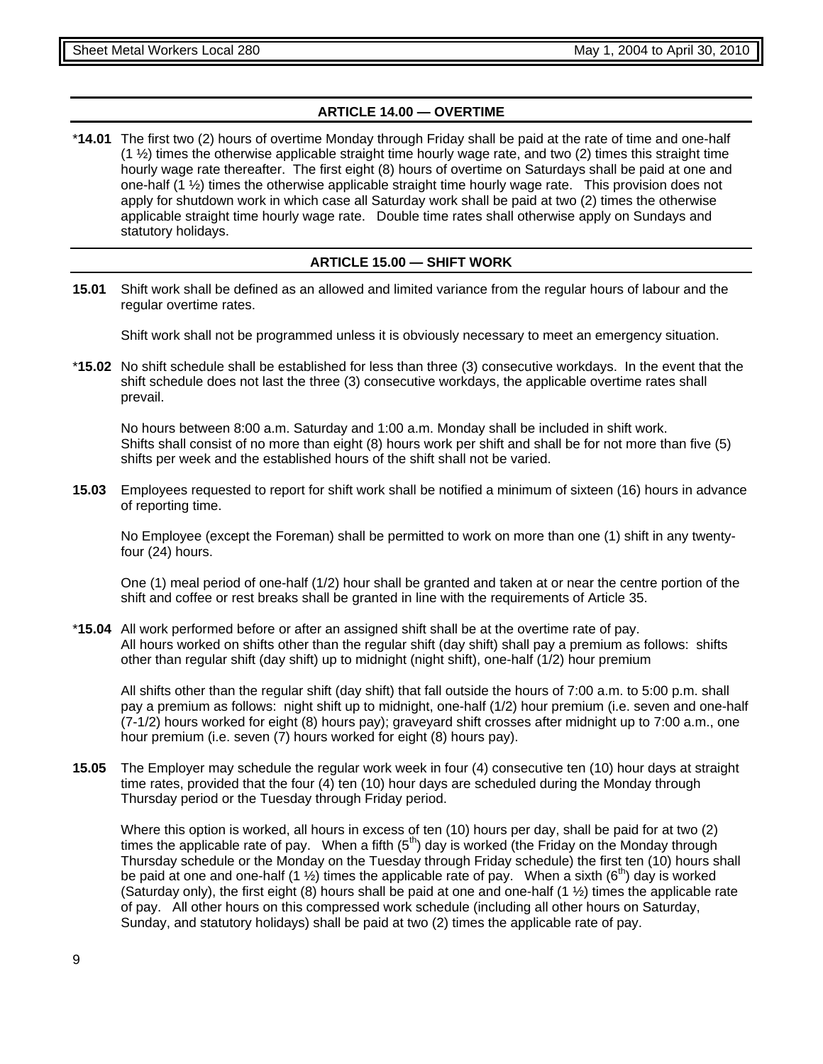## ARTICLE 14.00 — OVERTIME

***14.01** The first two (2) hours of overtime Monday through Friday shall be paid at the rate of time and one-half (1 ½) times the otherwise applicable straight time hourly wage rate, and two (2) times this straight time hourly wage rate thereafter. The first eight (8) hours of overtime on Saturdays shall be paid at one and one-half (1 ½) times the otherwise applicable straight time hourly wage rate. This provision does not apply for shutdown work in which case all Saturday work shall be paid at two (2) times the otherwise applicable straight time hourly wage rate. Double time rates shall otherwise apply on Sundays and statutory holidays.

## ARTICLE 15.00 — SHIFT WORK

**15.01** Shift work shall be defined as an allowed and limited variance from the regular hours of labour and the regular overtime rates.

Shift work shall not be programmed unless it is obviously necessary to meet an emergency situation.

***15.02** No shift schedule shall be established for less than three (3) consecutive workdays. In the event that the shift schedule does not last the three (3) consecutive workdays, the applicable overtime rates shall prevail.

No hours between 8:00 a.m. Saturday and 1:00 a.m. Monday shall be included in shift work. Shifts shall consist of no more than eight (8) hours work per shift and shall be for not more than five (5) shifts per week and the established hours of the shift shall not be varied.

**15.03** Employees requested to report for shift work shall be notified a minimum of sixteen (16) hours in advance of reporting time.

No Employee (except the Foreman) shall be permitted to work on more than one (1) shift in any twenty-four (24) hours.

One (1) meal period of one-half (1/2) hour shall be granted and taken at or near the centre portion of the shift and coffee or rest breaks shall be granted in line with the requirements of Article 35.

***15.04** All work performed before or after an assigned shift shall be at the overtime rate of pay. All hours worked on shifts other than the regular shift (day shift) shall pay a premium as follows: shifts other than regular shift (day shift) up to midnight (night shift), one-half (1/2) hour premium

All shifts other than the regular shift (day shift) that fall outside the hours of 7:00 a.m. to 5:00 p.m. shall pay a premium as follows: night shift up to midnight, one-half (1/2) hour premium (i.e. seven and one-half (7-1/2) hours worked for eight (8) hours pay); graveyard shift crosses after midnight up to 7:00 a.m., one hour premium (i.e. seven (7) hours worked for eight (8) hours pay).

**15.05** The Employer may schedule the regular work week in four (4) consecutive ten (10) hour days at straight time rates, provided that the four (4) ten (10) hour days are scheduled during the Monday through Thursday period or the Tuesday through Friday period.

Where this option is worked, all hours in excess of ten (10) hours per day, shall be paid for at two (2) times the applicable rate of pay. When a fifth (5th) day is worked (the Friday on the Monday through Thursday schedule or the Monday on the Tuesday through Friday schedule) the first ten (10) hours shall be paid at one and one-half (1 ½) times the applicable rate of pay. When a sixth (6th) day is worked (Saturday only), the first eight (8) hours shall be paid at one and one-half (1 ½) times the applicable rate of pay. All other hours on this compressed work schedule (including all other hours on Saturday, Sunday, and statutory holidays) shall be paid at two (2) times the applicable rate of pay.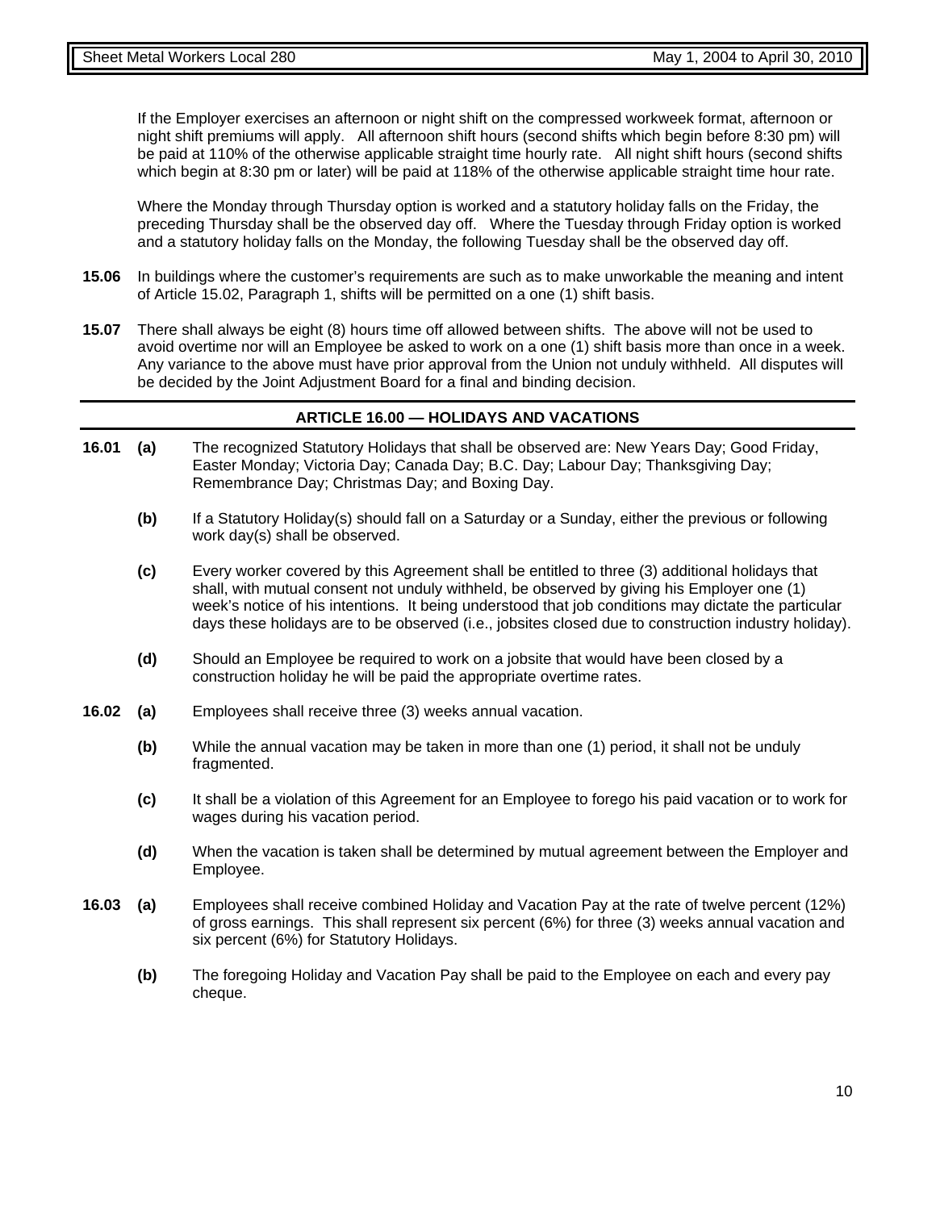If the Employer exercises an afternoon or night shift on the compressed workweek format, afternoon or night shift premiums will apply. All afternoon shift hours (second shifts which begin before 8:30 pm) will be paid at 110% of the otherwise applicable straight time hourly rate. All night shift hours (second shifts which begin at 8:30 pm or later) will be paid at 118% of the otherwise applicable straight time hour rate.

Where the Monday through Thursday option is worked and a statutory holiday falls on the Friday, the preceding Thursday shall be the observed day off. Where the Tuesday through Friday option is worked and a statutory holiday falls on the Monday, the following Tuesday shall be the observed day off.

**15.06** In buildings where the customer's requirements are such as to make unworkable the meaning and intent of Article 15.02, Paragraph 1, shifts will be permitted on a one (1) shift basis.

**15.07** There shall always be eight (8) hours time off allowed between shifts. The above will not be used to avoid overtime nor will an Employee be asked to work on a one (1) shift basis more than once in a week. Any variance to the above must have prior approval from the Union not unduly withheld. All disputes will be decided by the Joint Adjustment Board for a final and binding decision.

## ARTICLE 16.00 — HOLIDAYS AND VACATIONS

**16.01** **(a)** The recognized Statutory Holidays that shall be observed are: New Years Day; Good Friday, Easter Monday; Victoria Day; Canada Day; B.C. Day; Labour Day; Thanksgiving Day; Remembrance Day; Christmas Day; and Boxing Day.

**(b)** If a Statutory Holiday(s) should fall on a Saturday or a Sunday, either the previous or following work day(s) shall be observed.

**(c)** Every worker covered by this Agreement shall be entitled to three (3) additional holidays that shall, with mutual consent not unduly withheld, be observed by giving his Employer one (1) week's notice of his intentions. It being understood that job conditions may dictate the particular days these holidays are to be observed (i.e., jobsites closed due to construction industry holiday).

**(d)** Should an Employee be required to work on a jobsite that would have been closed by a construction holiday he will be paid the appropriate overtime rates.

**16.02** **(a)** Employees shall receive three (3) weeks annual vacation.

**(b)** While the annual vacation may be taken in more than one (1) period, it shall not be unduly fragmented.

**(c)** It shall be a violation of this Agreement for an Employee to forego his paid vacation or to work for wages during his vacation period.

**(d)** When the vacation is taken shall be determined by mutual agreement between the Employer and Employee.

**16.03** **(a)** Employees shall receive combined Holiday and Vacation Pay at the rate of twelve percent (12%) of gross earnings. This shall represent six percent (6%) for three (3) weeks annual vacation and six percent (6%) for Statutory Holidays.

**(b)** The foregoing Holiday and Vacation Pay shall be paid to the Employee on each and every pay cheque.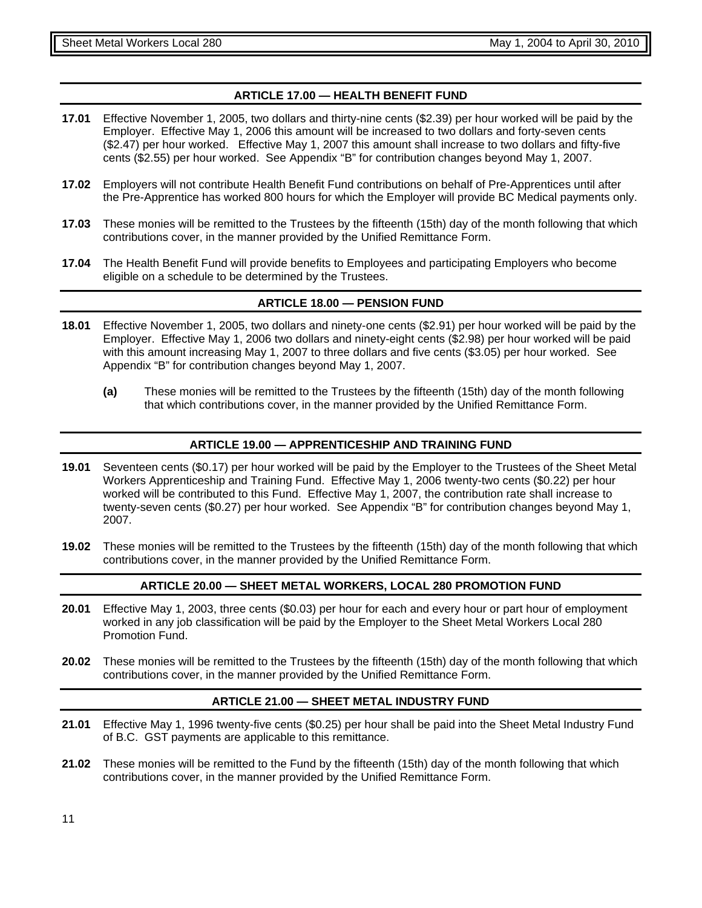## ARTICLE 17.00 — HEALTH BENEFIT FUND

**17.01** Effective November 1, 2005, two dollars and thirty-nine cents ($2.39) per hour worked will be paid by the Employer. Effective May 1, 2006 this amount will be increased to two dollars and forty-seven cents ($2.47) per hour worked. Effective May 1, 2007 this amount shall increase to two dollars and fifty-five cents ($2.55) per hour worked. See Appendix "B" for contribution changes beyond May 1, 2007.

**17.02** Employers will not contribute Health Benefit Fund contributions on behalf of Pre-Apprentices until after the Pre-Apprentice has worked 800 hours for which the Employer will provide BC Medical payments only.

**17.03** These monies will be remitted to the Trustees by the fifteenth (15th) day of the month following that which contributions cover, in the manner provided by the Unified Remittance Form.

**17.04** The Health Benefit Fund will provide benefits to Employees and participating Employers who become eligible on a schedule to be determined by the Trustees.

## ARTICLE 18.00 — PENSION FUND

**18.01** Effective November 1, 2005, two dollars and ninety-one cents ($2.91) per hour worked will be paid by the Employer. Effective May 1, 2006 two dollars and ninety-eight cents ($2.98) per hour worked will be paid with this amount increasing May 1, 2007 to three dollars and five cents ($3.05) per hour worked. See Appendix "B" for contribution changes beyond May 1, 2007.

**(a)** These monies will be remitted to the Trustees by the fifteenth (15th) day of the month following that which contributions cover, in the manner provided by the Unified Remittance Form.

## ARTICLE 19.00 — APPRENTICESHIP AND TRAINING FUND

**19.01** Seventeen cents ($0.17) per hour worked will be paid by the Employer to the Trustees of the Sheet Metal Workers Apprenticeship and Training Fund. Effective May 1, 2006 twenty-two cents ($0.22) per hour worked will be contributed to this Fund. Effective May 1, 2007, the contribution rate shall increase to twenty-seven cents ($0.27) per hour worked. See Appendix "B" for contribution changes beyond May 1, 2007.

**19.02** These monies will be remitted to the Trustees by the fifteenth (15th) day of the month following that which contributions cover, in the manner provided by the Unified Remittance Form.

## ARTICLE 20.00 — SHEET METAL WORKERS, LOCAL 280 PROMOTION FUND

**20.01** Effective May 1, 2003, three cents ($0.03) per hour for each and every hour or part hour of employment worked in any job classification will be paid by the Employer to the Sheet Metal Workers Local 280 Promotion Fund.

**20.02** These monies will be remitted to the Trustees by the fifteenth (15th) day of the month following that which contributions cover, in the manner provided by the Unified Remittance Form.

## ARTICLE 21.00 — SHEET METAL INDUSTRY FUND

**21.01** Effective May 1, 1996 twenty-five cents ($0.25) per hour shall be paid into the Sheet Metal Industry Fund of B.C. GST payments are applicable to this remittance.

**21.02** These monies will be remitted to the Fund by the fifteenth (15th) day of the month following that which contributions cover, in the manner provided by the Unified Remittance Form.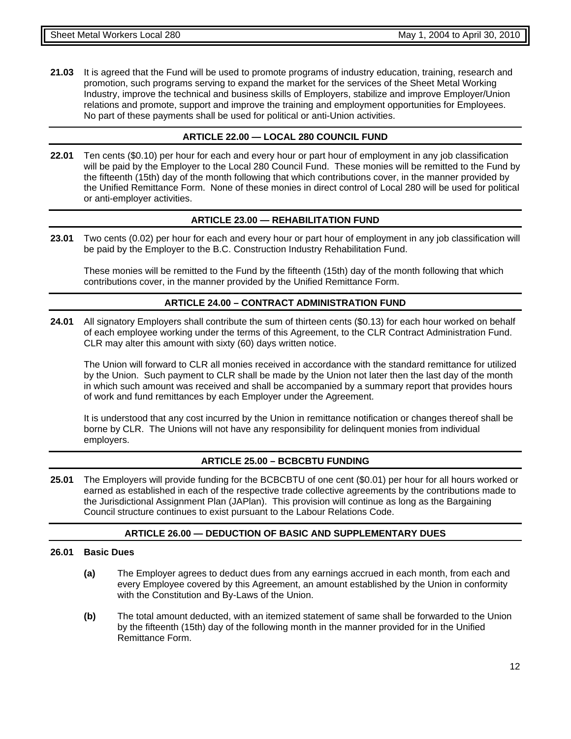**21.03** It is agreed that the Fund will be used to promote programs of industry education, training, research and promotion, such programs serving to expand the market for the services of the Sheet Metal Working Industry, improve the technical and business skills of Employers, stabilize and improve Employer/Union relations and promote, support and improve the training and employment opportunities for Employees. No part of these payments shall be used for political or anti-Union activities.

## ARTICLE 22.00 — LOCAL 280 COUNCIL FUND

**22.01** Ten cents ($0.10) per hour for each and every hour or part hour of employment in any job classification will be paid by the Employer to the Local 280 Council Fund. These monies will be remitted to the Fund by the fifteenth (15th) day of the month following that which contributions cover, in the manner provided by the Unified Remittance Form. None of these monies in direct control of Local 280 will be used for political or anti-employer activities.

## ARTICLE 23.00 — REHABILITATION FUND

**23.01** Two cents (0.02) per hour for each and every hour or part hour of employment in any job classification will be paid by the Employer to the B.C. Construction Industry Rehabilitation Fund.

These monies will be remitted to the Fund by the fifteenth (15th) day of the month following that which contributions cover, in the manner provided by the Unified Remittance Form.

## ARTICLE 24.00 – CONTRACT ADMINISTRATION FUND

**24.01** All signatory Employers shall contribute the sum of thirteen cents ($0.13) for each hour worked on behalf of each employee working under the terms of this Agreement, to the CLR Contract Administration Fund. CLR may alter this amount with sixty (60) days written notice.

The Union will forward to CLR all monies received in accordance with the standard remittance for utilized by the Union. Such payment to CLR shall be made by the Union not later then the last day of the month in which such amount was received and shall be accompanied by a summary report that provides hours of work and fund remittances by each Employer under the Agreement.

It is understood that any cost incurred by the Union in remittance notification or changes thereof shall be borne by CLR. The Unions will not have any responsibility for delinquent monies from individual employers.

## ARTICLE 25.00 – BCBCBTU FUNDING

**25.01** The Employers will provide funding for the BCBCBTU of one cent ($0.01) per hour for all hours worked or earned as established in each of the respective trade collective agreements by the contributions made to the Jurisdictional Assignment Plan (JAPlan). This provision will continue as long as the Bargaining Council structure continues to exist pursuant to the Labour Relations Code.

## ARTICLE 26.00 — DEDUCTION OF BASIC AND SUPPLEMENTARY DUES

**26.01 Basic Dues**

**(a)** The Employer agrees to deduct dues from any earnings accrued in each month, from each and every Employee covered by this Agreement, an amount established by the Union in conformity with the Constitution and By-Laws of the Union.

**(b)** The total amount deducted, with an itemized statement of same shall be forwarded to the Union by the fifteenth (15th) day of the following month in the manner provided for in the Unified Remittance Form.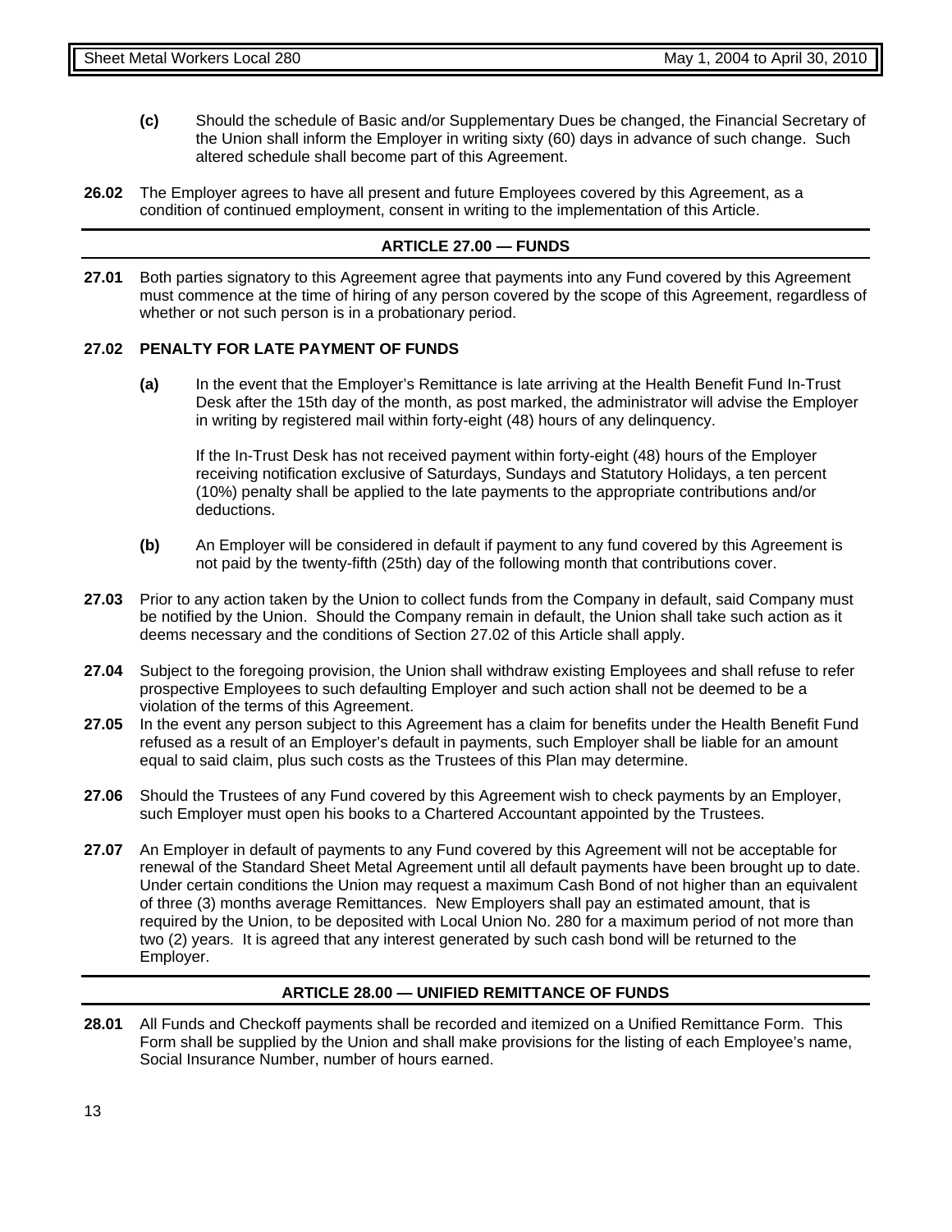**(c)** Should the schedule of Basic and/or Supplementary Dues be changed, the Financial Secretary of the Union shall inform the Employer in writing sixty (60) days in advance of such change. Such altered schedule shall become part of this Agreement.

**26.02** The Employer agrees to have all present and future Employees covered by this Agreement, as a condition of continued employment, consent in writing to the implementation of this Article.

## ARTICLE 27.00 — FUNDS

**27.01** Both parties signatory to this Agreement agree that payments into any Fund covered by this Agreement must commence at the time of hiring of any person covered by the scope of this Agreement, regardless of whether or not such person is in a probationary period.

**27.02 PENALTY FOR LATE PAYMENT OF FUNDS**

**(a)** In the event that the Employer's Remittance is late arriving at the Health Benefit Fund In-Trust Desk after the 15th day of the month, as post marked, the administrator will advise the Employer in writing by registered mail within forty-eight (48) hours of any delinquency.

If the In-Trust Desk has not received payment within forty-eight (48) hours of the Employer receiving notification exclusive of Saturdays, Sundays and Statutory Holidays, a ten percent (10%) penalty shall be applied to the late payments to the appropriate contributions and/or deductions.

**(b)** An Employer will be considered in default if payment to any fund covered by this Agreement is not paid by the twenty-fifth (25th) day of the following month that contributions cover.

**27.03** Prior to any action taken by the Union to collect funds from the Company in default, said Company must be notified by the Union. Should the Company remain in default, the Union shall take such action as it deems necessary and the conditions of Section 27.02 of this Article shall apply.

**27.04** Subject to the foregoing provision, the Union shall withdraw existing Employees and shall refuse to refer prospective Employees to such defaulting Employer and such action shall not be deemed to be a violation of the terms of this Agreement.

**27.05** In the event any person subject to this Agreement has a claim for benefits under the Health Benefit Fund refused as a result of an Employer's default in payments, such Employer shall be liable for an amount equal to said claim, plus such costs as the Trustees of this Plan may determine.

**27.06** Should the Trustees of any Fund covered by this Agreement wish to check payments by an Employer, such Employer must open his books to a Chartered Accountant appointed by the Trustees.

**27.07** An Employer in default of payments to any Fund covered by this Agreement will not be acceptable for renewal of the Standard Sheet Metal Agreement until all default payments have been brought up to date. Under certain conditions the Union may request a maximum Cash Bond of not higher than an equivalent of three (3) months average Remittances. New Employers shall pay an estimated amount, that is required by the Union, to be deposited with Local Union No. 280 for a maximum period of not more than two (2) years. It is agreed that any interest generated by such cash bond will be returned to the Employer.

## ARTICLE 28.00 — UNIFIED REMITTANCE OF FUNDS

**28.01** All Funds and Checkoff payments shall be recorded and itemized on a Unified Remittance Form. This Form shall be supplied by the Union and shall make provisions for the listing of each Employee's name, Social Insurance Number, number of hours earned.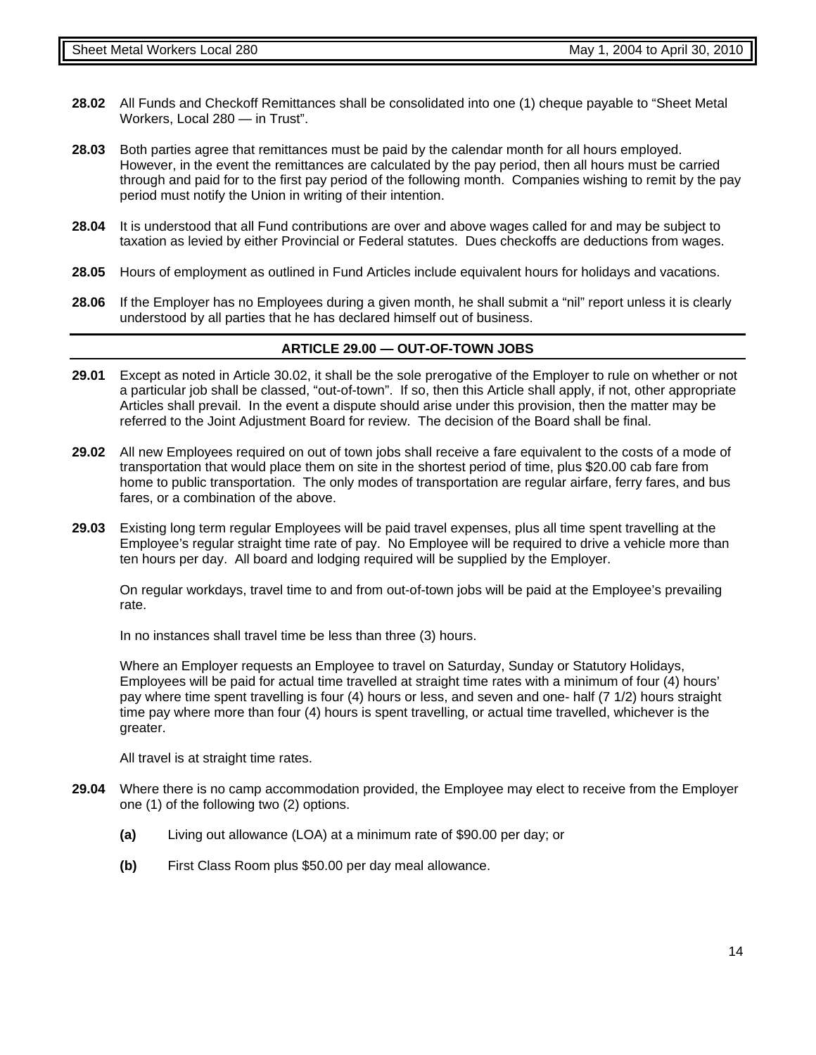**28.02** All Funds and Checkoff Remittances shall be consolidated into one (1) cheque payable to "Sheet Metal Workers, Local 280 — in Trust".

**28.03** Both parties agree that remittances must be paid by the calendar month for all hours employed. However, in the event the remittances are calculated by the pay period, then all hours must be carried through and paid for to the first pay period of the following month. Companies wishing to remit by the pay period must notify the Union in writing of their intention.

**28.04** It is understood that all Fund contributions are over and above wages called for and may be subject to taxation as levied by either Provincial or Federal statutes. Dues checkoffs are deductions from wages.

**28.05** Hours of employment as outlined in Fund Articles include equivalent hours for holidays and vacations.

**28.06** If the Employer has no Employees during a given month, he shall submit a "nil" report unless it is clearly understood by all parties that he has declared himself out of business.

## ARTICLE 29.00 — OUT-OF-TOWN JOBS

**29.01** Except as noted in Article 30.02, it shall be the sole prerogative of the Employer to rule on whether or not a particular job shall be classed, "out-of-town". If so, then this Article shall apply, if not, other appropriate Articles shall prevail. In the event a dispute should arise under this provision, then the matter may be referred to the Joint Adjustment Board for review. The decision of the Board shall be final.

**29.02** All new Employees required on out of town jobs shall receive a fare equivalent to the costs of a mode of transportation that would place them on site in the shortest period of time, plus $20.00 cab fare from home to public transportation. The only modes of transportation are regular airfare, ferry fares, and bus fares, or a combination of the above.

**29.03** Existing long term regular Employees will be paid travel expenses, plus all time spent travelling at the Employee's regular straight time rate of pay. No Employee will be required to drive a vehicle more than ten hours per day. All board and lodging required will be supplied by the Employer.

On regular workdays, travel time to and from out-of-town jobs will be paid at the Employee's prevailing rate.

In no instances shall travel time be less than three (3) hours.

Where an Employer requests an Employee to travel on Saturday, Sunday or Statutory Holidays, Employees will be paid for actual time travelled at straight time rates with a minimum of four (4) hours' pay where time spent travelling is four (4) hours or less, and seven and one- half (7 1/2) hours straight time pay where more than four (4) hours is spent travelling, or actual time travelled, whichever is the greater.

All travel is at straight time rates.

**29.04** Where there is no camp accommodation provided, the Employee may elect to receive from the Employer one (1) of the following two (2) options.

- **(a)** Living out allowance (LOA) at a minimum rate of $90.00 per day; or
- **(b)** First Class Room plus $50.00 per day meal allowance.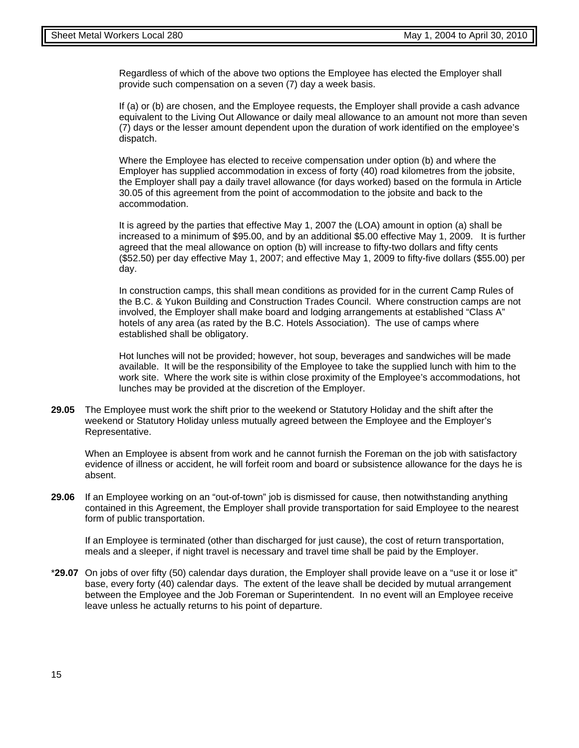Regardless of which of the above two options the Employee has elected the Employer shall provide such compensation on a seven (7) day a week basis.

If (a) or (b) are chosen, and the Employee requests, the Employer shall provide a cash advance equivalent to the Living Out Allowance or daily meal allowance to an amount not more than seven (7) days or the lesser amount dependent upon the duration of work identified on the employee's dispatch.

Where the Employee has elected to receive compensation under option (b) and where the Employer has supplied accommodation in excess of forty (40) road kilometres from the jobsite, the Employer shall pay a daily travel allowance (for days worked) based on the formula in Article 30.05 of this agreement from the point of accommodation to the jobsite and back to the accommodation.

It is agreed by the parties that effective May 1, 2007 the (LOA) amount in option (a) shall be increased to a minimum of $95.00, and by an additional $5.00 effective May 1, 2009. It is further agreed that the meal allowance on option (b) will increase to fifty-two dollars and fifty cents ($52.50) per day effective May 1, 2007; and effective May 1, 2009 to fifty-five dollars ($55.00) per day.

In construction camps, this shall mean conditions as provided for in the current Camp Rules of the B.C. & Yukon Building and Construction Trades Council. Where construction camps are not involved, the Employer shall make board and lodging arrangements at established "Class A" hotels of any area (as rated by the B.C. Hotels Association). The use of camps where established shall be obligatory.

Hot lunches will not be provided; however, hot soup, beverages and sandwiches will be made available. It will be the responsibility of the Employee to take the supplied lunch with him to the work site. Where the work site is within close proximity of the Employee's accommodations, hot lunches may be provided at the discretion of the Employer.

**29.05** The Employee must work the shift prior to the weekend or Statutory Holiday and the shift after the weekend or Statutory Holiday unless mutually agreed between the Employee and the Employer's Representative.

When an Employee is absent from work and he cannot furnish the Foreman on the job with satisfactory evidence of illness or accident, he will forfeit room and board or subsistence allowance for the days he is absent.

**29.06** If an Employee working on an "out-of-town" job is dismissed for cause, then notwithstanding anything contained in this Agreement, the Employer shall provide transportation for said Employee to the nearest form of public transportation.

If an Employee is terminated (other than discharged for just cause), the cost of return transportation, meals and a sleeper, if night travel is necessary and travel time shall be paid by the Employer.

*__29.07__ On jobs of over fifty (50) calendar days duration, the Employer shall provide leave on a "use it or lose it" base, every forty (40) calendar days. The extent of the leave shall be decided by mutual arrangement between the Employee and the Job Foreman or Superintendent. In no event will an Employee receive leave unless he actually returns to his point of departure.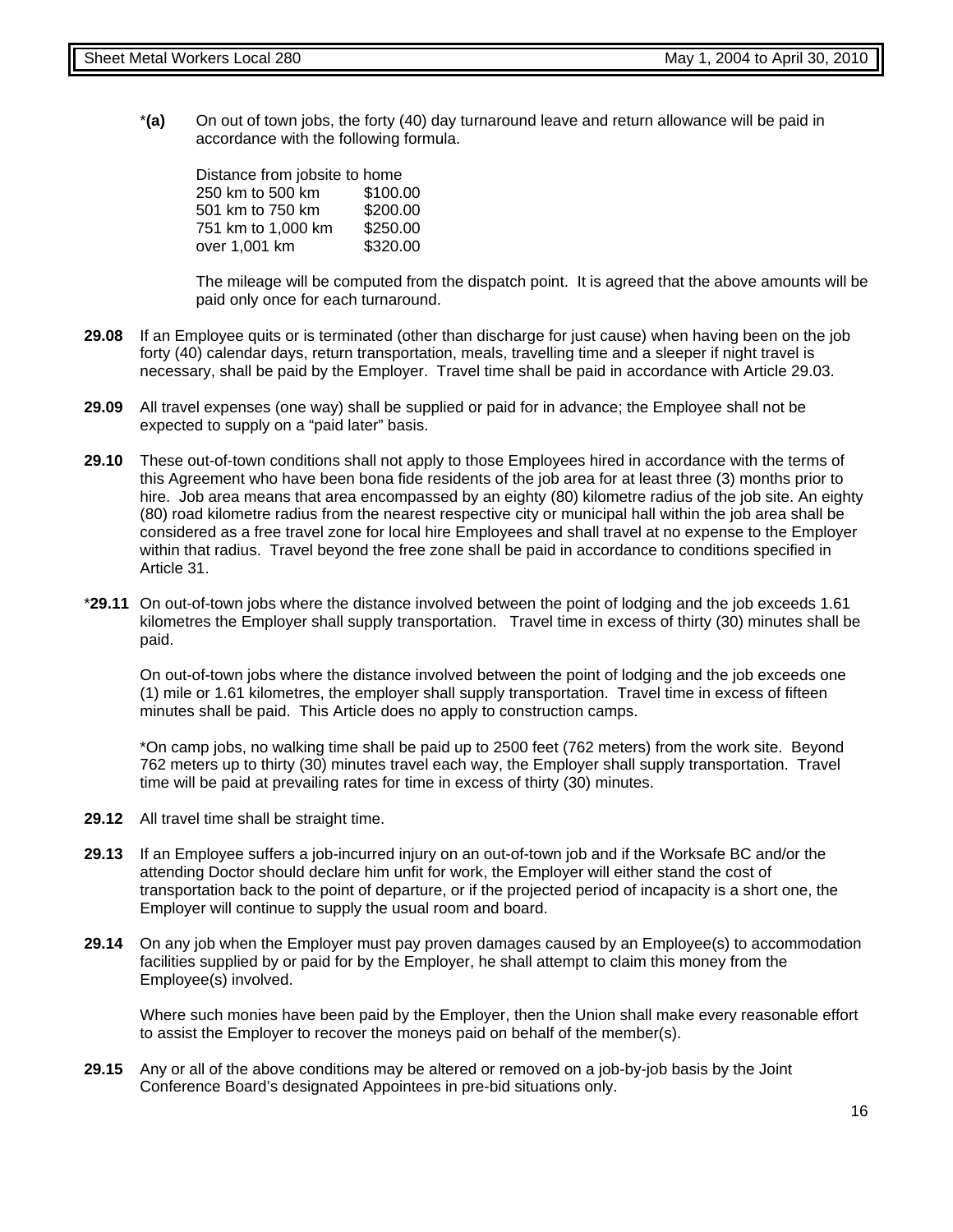***(a)** On out of town jobs, the forty (40) day turnaround leave and return allowance will be paid in accordance with the following formula.

| Distance from jobsite to home | |
|---|---|
| 250 km to 500 km | $100.00 |
| 501 km to 750 km | $200.00 |
| 751 km to 1,000 km | $250.00 |
| over 1,001 km | $320.00 |

The mileage will be computed from the dispatch point. It is agreed that the above amounts will be paid only once for each turnaround.

**29.08** If an Employee quits or is terminated (other than discharge for just cause) when having been on the job forty (40) calendar days, return transportation, meals, travelling time and a sleeper if night travel is necessary, shall be paid by the Employer. Travel time shall be paid in accordance with Article 29.03.

**29.09** All travel expenses (one way) shall be supplied or paid for in advance; the Employee shall not be expected to supply on a "paid later" basis.

**29.10** These out-of-town conditions shall not apply to those Employees hired in accordance with the terms of this Agreement who have been bona fide residents of the job area for at least three (3) months prior to hire. Job area means that area encompassed by an eighty (80) kilometre radius of the job site. An eighty (80) road kilometre radius from the nearest respective city or municipal hall within the job area shall be considered as a free travel zone for local hire Employees and shall travel at no expense to the Employer within that radius. Travel beyond the free zone shall be paid in accordance to conditions specified in Article 31.

***29.11** On out-of-town jobs where the distance involved between the point of lodging and the job exceeds 1.61 kilometres the Employer shall supply transportation. Travel time in excess of thirty (30) minutes shall be paid.

On out-of-town jobs where the distance involved between the point of lodging and the job exceeds one (1) mile or 1.61 kilometres, the employer shall supply transportation. Travel time in excess of fifteen minutes shall be paid. This Article does no apply to construction camps.

*On camp jobs, no walking time shall be paid up to 2500 feet (762 meters) from the work site. Beyond 762 meters up to thirty (30) minutes travel each way, the Employer shall supply transportation. Travel time will be paid at prevailing rates for time in excess of thirty (30) minutes.

**29.12** All travel time shall be straight time.

**29.13** If an Employee suffers a job-incurred injury on an out-of-town job and if the Worksafe BC and/or the attending Doctor should declare him unfit for work, the Employer will either stand the cost of transportation back to the point of departure, or if the projected period of incapacity is a short one, the Employer will continue to supply the usual room and board.

**29.14** On any job when the Employer must pay proven damages caused by an Employee(s) to accommodation facilities supplied by or paid for by the Employer, he shall attempt to claim this money from the Employee(s) involved.

Where such monies have been paid by the Employer, then the Union shall make every reasonable effort to assist the Employer to recover the moneys paid on behalf of the member(s).

**29.15** Any or all of the above conditions may be altered or removed on a job-by-job basis by the Joint Conference Board's designated Appointees in pre-bid situations only.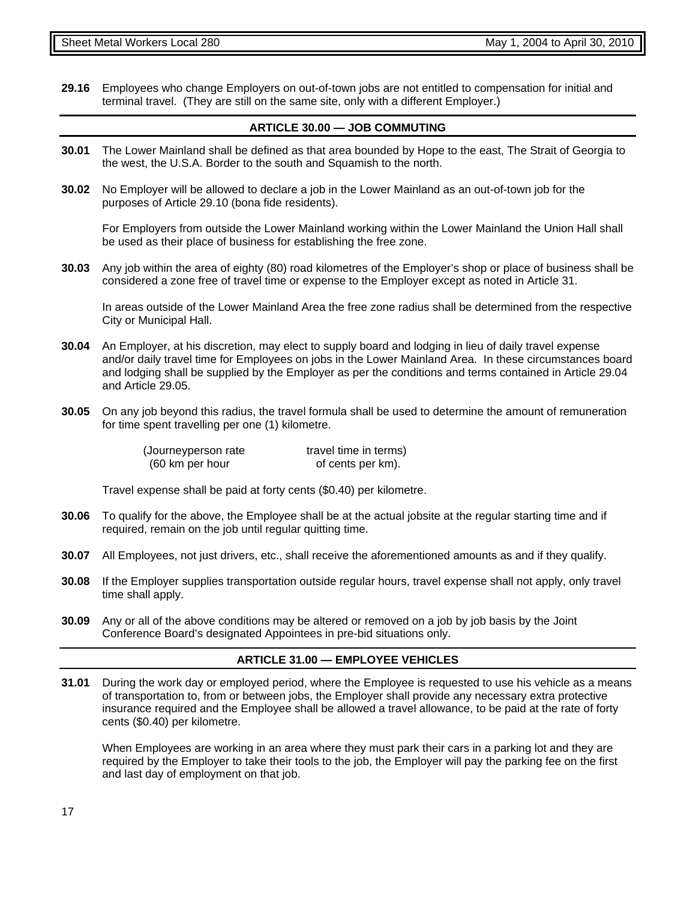**29.16** Employees who change Employers on out-of-town jobs are not entitled to compensation for initial and terminal travel. (They are still on the same site, only with a different Employer.)

## ARTICLE 30.00 — JOB COMMUTING

**30.01** The Lower Mainland shall be defined as that area bounded by Hope to the east, The Strait of Georgia to the west, the U.S.A. Border to the south and Squamish to the north.

**30.02** No Employer will be allowed to declare a job in the Lower Mainland as an out-of-town job for the purposes of Article 29.10 (bona fide residents).

For Employers from outside the Lower Mainland working within the Lower Mainland the Union Hall shall be used as their place of business for establishing the free zone.

**30.03** Any job within the area of eighty (80) road kilometres of the Employer's shop or place of business shall be considered a zone free of travel time or expense to the Employer except as noted in Article 31.

In areas outside of the Lower Mainland Area the free zone radius shall be determined from the respective City or Municipal Hall.

**30.04** An Employer, at his discretion, may elect to supply board and lodging in lieu of daily travel expense and/or daily travel time for Employees on jobs in the Lower Mainland Area. In these circumstances board and lodging shall be supplied by the Employer as per the conditions and terms contained in Article 29.04 and Article 29.05.

**30.05** On any job beyond this radius, the travel formula shall be used to determine the amount of remuneration for time spent travelling per one (1) kilometre.

(Journeyperson rate travel time in terms)
(60 km per hour of cents per km).

Travel expense shall be paid at forty cents ($0.40) per kilometre.

**30.06** To qualify for the above, the Employee shall be at the actual jobsite at the regular starting time and if required, remain on the job until regular quitting time.

**30.07** All Employees, not just drivers, etc., shall receive the aforementioned amounts as and if they qualify.

**30.08** If the Employer supplies transportation outside regular hours, travel expense shall not apply, only travel time shall apply.

**30.09** Any or all of the above conditions may be altered or removed on a job by job basis by the Joint Conference Board's designated Appointees in pre-bid situations only.

## ARTICLE 31.00 — EMPLOYEE VEHICLES

**31.01** During the work day or employed period, where the Employee is requested to use his vehicle as a means of transportation to, from or between jobs, the Employer shall provide any necessary extra protective insurance required and the Employee shall be allowed a travel allowance, to be paid at the rate of forty cents ($0.40) per kilometre.

When Employees are working in an area where they must park their cars in a parking lot and they are required by the Employer to take their tools to the job, the Employer will pay the parking fee on the first and last day of employment on that job.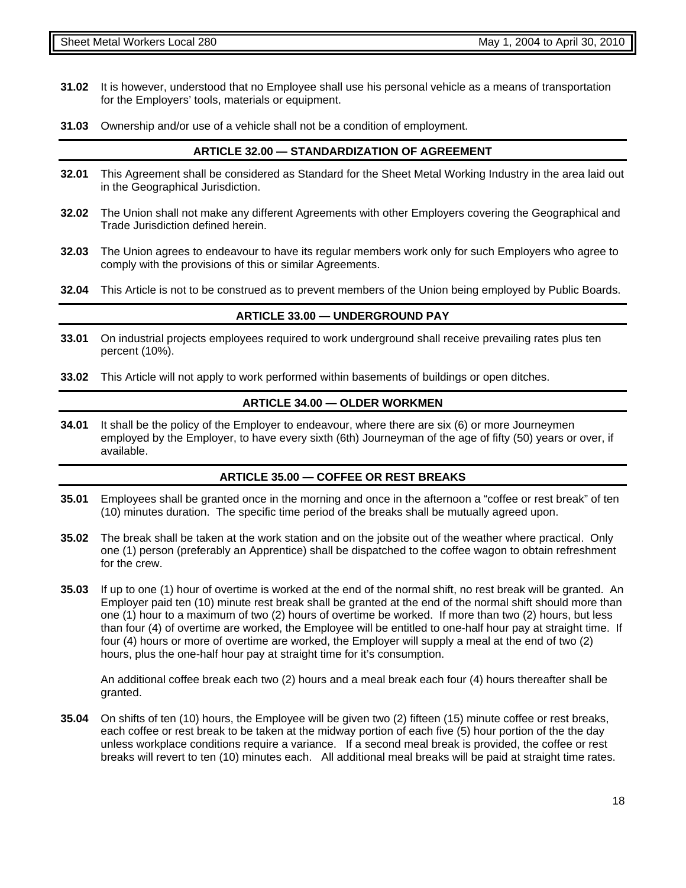**31.02** It is however, understood that no Employee shall use his personal vehicle as a means of transportation for the Employers' tools, materials or equipment.

**31.03** Ownership and/or use of a vehicle shall not be a condition of employment.

## ARTICLE 32.00 — STANDARDIZATION OF AGREEMENT

**32.01** This Agreement shall be considered as Standard for the Sheet Metal Working Industry in the area laid out in the Geographical Jurisdiction.

**32.02** The Union shall not make any different Agreements with other Employers covering the Geographical and Trade Jurisdiction defined herein.

**32.03** The Union agrees to endeavour to have its regular members work only for such Employers who agree to comply with the provisions of this or similar Agreements.

**32.04** This Article is not to be construed as to prevent members of the Union being employed by Public Boards.

## ARTICLE 33.00 — UNDERGROUND PAY

**33.01** On industrial projects employees required to work underground shall receive prevailing rates plus ten percent (10%).

**33.02** This Article will not apply to work performed within basements of buildings or open ditches.

## ARTICLE 34.00 — OLDER WORKMEN

**34.01** It shall be the policy of the Employer to endeavour, where there are six (6) or more Journeymen employed by the Employer, to have every sixth (6th) Journeyman of the age of fifty (50) years or over, if available.

## ARTICLE 35.00 — COFFEE OR REST BREAKS

**35.01** Employees shall be granted once in the morning and once in the afternoon a "coffee or rest break" of ten (10) minutes duration. The specific time period of the breaks shall be mutually agreed upon.

**35.02** The break shall be taken at the work station and on the jobsite out of the weather where practical. Only one (1) person (preferably an Apprentice) shall be dispatched to the coffee wagon to obtain refreshment for the crew.

**35.03** If up to one (1) hour of overtime is worked at the end of the normal shift, no rest break will be granted. An Employer paid ten (10) minute rest break shall be granted at the end of the normal shift should more than one (1) hour to a maximum of two (2) hours of overtime be worked. If more than two (2) hours, but less than four (4) of overtime are worked, the Employee will be entitled to one-half hour pay at straight time. If four (4) hours or more of overtime are worked, the Employer will supply a meal at the end of two (2) hours, plus the one-half hour pay at straight time for it's consumption.

An additional coffee break each two (2) hours and a meal break each four (4) hours thereafter shall be granted.

**35.04** On shifts of ten (10) hours, the Employee will be given two (2) fifteen (15) minute coffee or rest breaks, each coffee or rest break to be taken at the midway portion of each five (5) hour portion of the the day unless workplace conditions require a variance. If a second meal break is provided, the coffee or rest breaks will revert to ten (10) minutes each. All additional meal breaks will be paid at straight time rates.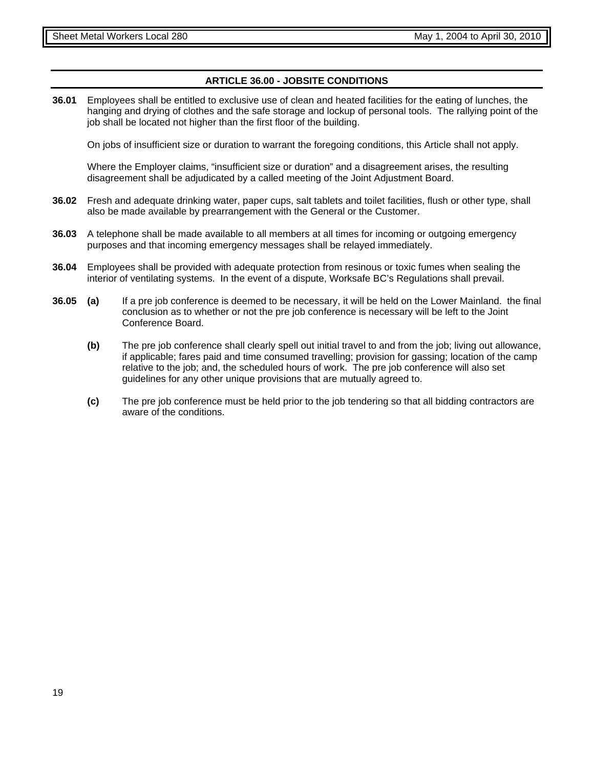## ARTICLE 36.00 - JOBSITE CONDITIONS

**36.01** Employees shall be entitled to exclusive use of clean and heated facilities for the eating of lunches, the hanging and drying of clothes and the safe storage and lockup of personal tools. The rallying point of the job shall be located not higher than the first floor of the building.

On jobs of insufficient size or duration to warrant the foregoing conditions, this Article shall not apply.

Where the Employer claims, "insufficient size or duration" and a disagreement arises, the resulting disagreement shall be adjudicated by a called meeting of the Joint Adjustment Board.

**36.02** Fresh and adequate drinking water, paper cups, salt tablets and toilet facilities, flush or other type, shall also be made available by prearrangement with the General or the Customer.

**36.03** A telephone shall be made available to all members at all times for incoming or outgoing emergency purposes and that incoming emergency messages shall be relayed immediately.

**36.04** Employees shall be provided with adequate protection from resinous or toxic fumes when sealing the interior of ventilating systems. In the event of a dispute, Worksafe BC's Regulations shall prevail.

**36.05** **(a)** If a pre job conference is deemed to be necessary, it will be held on the Lower Mainland. the final conclusion as to whether or not the pre job conference is necessary will be left to the Joint Conference Board.

**(b)** The pre job conference shall clearly spell out initial travel to and from the job; living out allowance, if applicable; fares paid and time consumed travelling; provision for gassing; location of the camp relative to the job; and, the scheduled hours of work. The pre job conference will also set guidelines for any other unique provisions that are mutually agreed to.

**(c)** The pre job conference must be held prior to the job tendering so that all bidding contractors are aware of the conditions.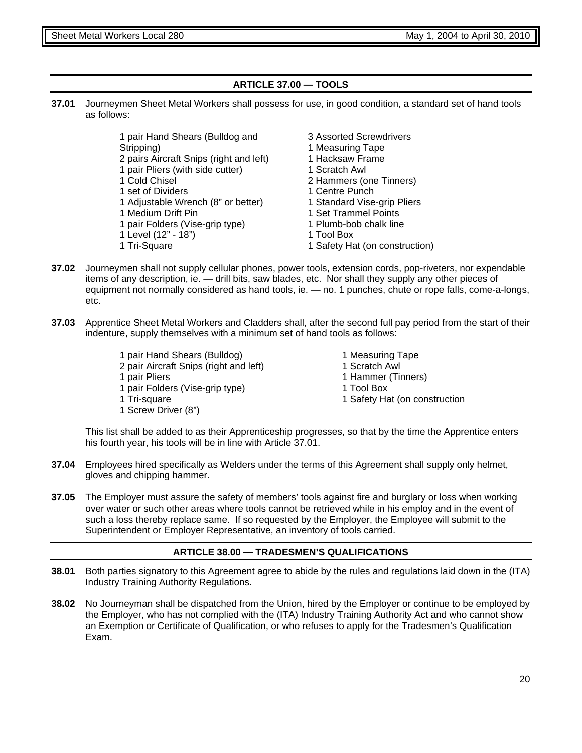## ARTICLE 37.00 — TOOLS

**37.01** Journeymen Sheet Metal Workers shall possess for use, in good condition, a standard set of hand tools as follows:

- 1 pair Hand Shears (Bulldog and Stripping)
- 2 pairs Aircraft Snips (right and left)
- 1 pair Pliers (with side cutter)
- 1 Cold Chisel
- 1 set of Dividers
- 1 Adjustable Wrench (8" or better)
- 1 Medium Drift Pin
- 1 pair Folders (Vise-grip type)
- 1 Level (12" - 18")
- 1 Tri-Square
- 3 Assorted Screwdrivers
- 1 Measuring Tape
- 1 Hacksaw Frame
- 1 Scratch Awl
- 2 Hammers (one Tinners)
- 1 Centre Punch
- 1 Standard Vise-grip Pliers
- 1 Set Trammel Points
- 1 Plumb-bob chalk line
- 1 Tool Box
- 1 Safety Hat (on construction)

**37.02** Journeymen shall not supply cellular phones, power tools, extension cords, pop-riveters, nor expendable items of any description, ie. — drill bits, saw blades, etc. Nor shall they supply any other pieces of equipment not normally considered as hand tools, ie. — no. 1 punches, chute or rope falls, come-a-longs, etc.

**37.03** Apprentice Sheet Metal Workers and Cladders shall, after the second full pay period from the start of their indenture, supply themselves with a minimum set of hand tools as follows:

- 1 pair Hand Shears (Bulldog)
- 2 pair Aircraft Snips (right and left)
- 1 pair Pliers
- 1 pair Folders (Vise-grip type)
- 1 Tri-square
- 1 Screw Driver (8")
- 1 Measuring Tape
- 1 Scratch Awl
- 1 Hammer (Tinners)
- 1 Tool Box
- 1 Safety Hat (on construction

This list shall be added to as their Apprenticeship progresses, so that by the time the Apprentice enters his fourth year, his tools will be in line with Article 37.01.

**37.04** Employees hired specifically as Welders under the terms of this Agreement shall supply only helmet, gloves and chipping hammer.

**37.05** The Employer must assure the safety of members' tools against fire and burglary or loss when working over water or such other areas where tools cannot be retrieved while in his employ and in the event of such a loss thereby replace same. If so requested by the Employer, the Employee will submit to the Superintendent or Employer Representative, an inventory of tools carried.

## ARTICLE 38.00 — TRADESMEN'S QUALIFICATIONS

**38.01** Both parties signatory to this Agreement agree to abide by the rules and regulations laid down in the (ITA) Industry Training Authority Regulations.

**38.02** No Journeyman shall be dispatched from the Union, hired by the Employer or continue to be employed by the Employer, who has not complied with the (ITA) Industry Training Authority Act and who cannot show an Exemption or Certificate of Qualification, or who refuses to apply for the Tradesmen's Qualification Exam.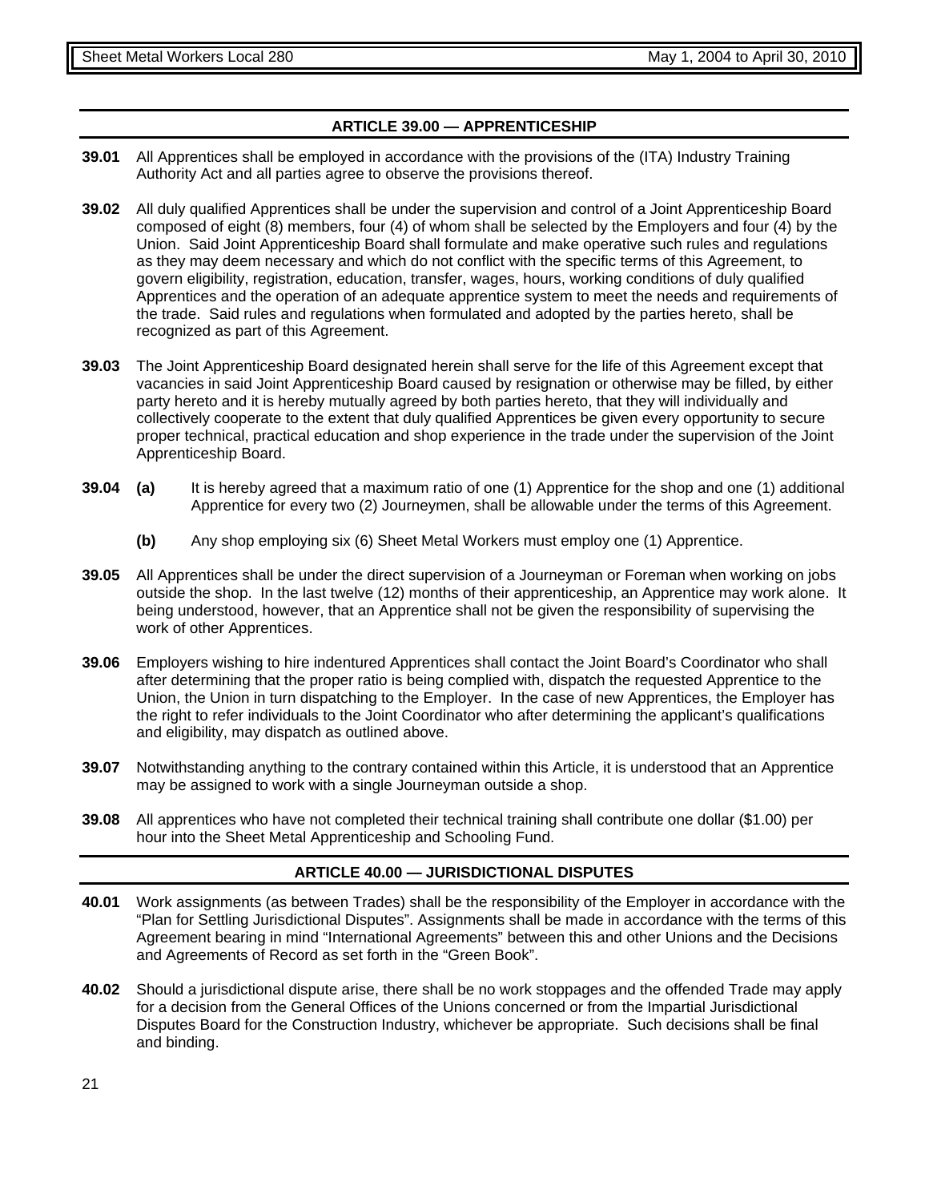## ARTICLE 39.00 — APPRENTICESHIP

**39.01** All Apprentices shall be employed in accordance with the provisions of the (ITA) Industry Training Authority Act and all parties agree to observe the provisions thereof.

**39.02** All duly qualified Apprentices shall be under the supervision and control of a Joint Apprenticeship Board composed of eight (8) members, four (4) of whom shall be selected by the Employers and four (4) by the Union. Said Joint Apprenticeship Board shall formulate and make operative such rules and regulations as they may deem necessary and which do not conflict with the specific terms of this Agreement, to govern eligibility, registration, education, transfer, wages, hours, working conditions of duly qualified Apprentices and the operation of an adequate apprentice system to meet the needs and requirements of the trade. Said rules and regulations when formulated and adopted by the parties hereto, shall be recognized as part of this Agreement.

**39.03** The Joint Apprenticeship Board designated herein shall serve for the life of this Agreement except that vacancies in said Joint Apprenticeship Board caused by resignation or otherwise may be filled, by either party hereto and it is hereby mutually agreed by both parties hereto, that they will individually and collectively cooperate to the extent that duly qualified Apprentices be given every opportunity to secure proper technical, practical education and shop experience in the trade under the supervision of the Joint Apprenticeship Board.

**39.04** **(a)** It is hereby agreed that a maximum ratio of one (1) Apprentice for the shop and one (1) additional Apprentice for every two (2) Journeymen, shall be allowable under the terms of this Agreement.

**(b)** Any shop employing six (6) Sheet Metal Workers must employ one (1) Apprentice.

**39.05** All Apprentices shall be under the direct supervision of a Journeyman or Foreman when working on jobs outside the shop. In the last twelve (12) months of their apprenticeship, an Apprentice may work alone. It being understood, however, that an Apprentice shall not be given the responsibility of supervising the work of other Apprentices.

**39.06** Employers wishing to hire indentured Apprentices shall contact the Joint Board's Coordinator who shall after determining that the proper ratio is being complied with, dispatch the requested Apprentice to the Union, the Union in turn dispatching to the Employer. In the case of new Apprentices, the Employer has the right to refer individuals to the Joint Coordinator who after determining the applicant's qualifications and eligibility, may dispatch as outlined above.

**39.07** Notwithstanding anything to the contrary contained within this Article, it is understood that an Apprentice may be assigned to work with a single Journeyman outside a shop.

**39.08** All apprentices who have not completed their technical training shall contribute one dollar ($1.00) per hour into the Sheet Metal Apprenticeship and Schooling Fund.

## ARTICLE 40.00 — JURISDICTIONAL DISPUTES

**40.01** Work assignments (as between Trades) shall be the responsibility of the Employer in accordance with the "Plan for Settling Jurisdictional Disputes". Assignments shall be made in accordance with the terms of this Agreement bearing in mind "International Agreements" between this and other Unions and the Decisions and Agreements of Record as set forth in the "Green Book".

**40.02** Should a jurisdictional dispute arise, there shall be no work stoppages and the offended Trade may apply for a decision from the General Offices of the Unions concerned or from the Impartial Jurisdictional Disputes Board for the Construction Industry, whichever be appropriate. Such decisions shall be final and binding.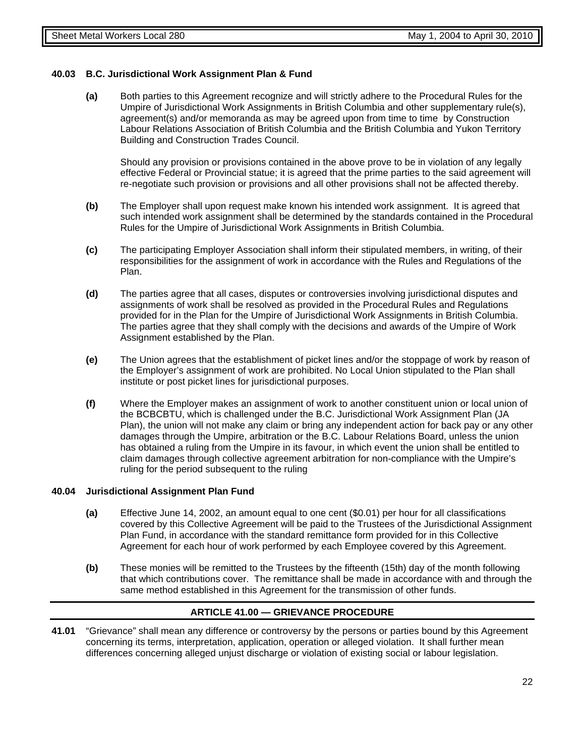### 40.03 B.C. Jurisdictional Work Assignment Plan & Fund

**(a)** Both parties to this Agreement recognize and will strictly adhere to the Procedural Rules for the Umpire of Jurisdictional Work Assignments in British Columbia and other supplementary rule(s), agreement(s) and/or memoranda as may be agreed upon from time to time by Construction Labour Relations Association of British Columbia and the British Columbia and Yukon Territory Building and Construction Trades Council.

Should any provision or provisions contained in the above prove to be in violation of any legally effective Federal or Provincial statue; it is agreed that the prime parties to the said agreement will re-negotiate such provision or provisions and all other provisions shall not be affected thereby.

**(b)** The Employer shall upon request make known his intended work assignment. It is agreed that such intended work assignment shall be determined by the standards contained in the Procedural Rules for the Umpire of Jurisdictional Work Assignments in British Columbia.

**(c)** The participating Employer Association shall inform their stipulated members, in writing, of their responsibilities for the assignment of work in accordance with the Rules and Regulations of the Plan.

**(d)** The parties agree that all cases, disputes or controversies involving jurisdictional disputes and assignments of work shall be resolved as provided in the Procedural Rules and Regulations provided for in the Plan for the Umpire of Jurisdictional Work Assignments in British Columbia. The parties agree that they shall comply with the decisions and awards of the Umpire of Work Assignment established by the Plan.

**(e)** The Union agrees that the establishment of picket lines and/or the stoppage of work by reason of the Employer's assignment of work are prohibited. No Local Union stipulated to the Plan shall institute or post picket lines for jurisdictional purposes.

**(f)** Where the Employer makes an assignment of work to another constituent union or local union of the BCBCBTU, which is challenged under the B.C. Jurisdictional Work Assignment Plan (JA Plan), the union will not make any claim or bring any independent action for back pay or any other damages through the Umpire, arbitration or the B.C. Labour Relations Board, unless the union has obtained a ruling from the Umpire in its favour, in which event the union shall be entitled to claim damages through collective agreement arbitration for non-compliance with the Umpire's ruling for the period subsequent to the ruling

### 40.04 Jurisdictional Assignment Plan Fund

**(a)** Effective June 14, 2002, an amount equal to one cent ($0.01) per hour for all classifications covered by this Collective Agreement will be paid to the Trustees of the Jurisdictional Assignment Plan Fund, in accordance with the standard remittance form provided for in this Collective Agreement for each hour of work performed by each Employee covered by this Agreement.

**(b)** These monies will be remitted to the Trustees by the fifteenth (15th) day of the month following that which contributions cover. The remittance shall be made in accordance with and through the same method established in this Agreement for the transmission of other funds.

## ARTICLE 41.00 — GRIEVANCE PROCEDURE

**41.01** "Grievance" shall mean any difference or controversy by the persons or parties bound by this Agreement concerning its terms, interpretation, application, operation or alleged violation. It shall further mean differences concerning alleged unjust discharge or violation of existing social or labour legislation.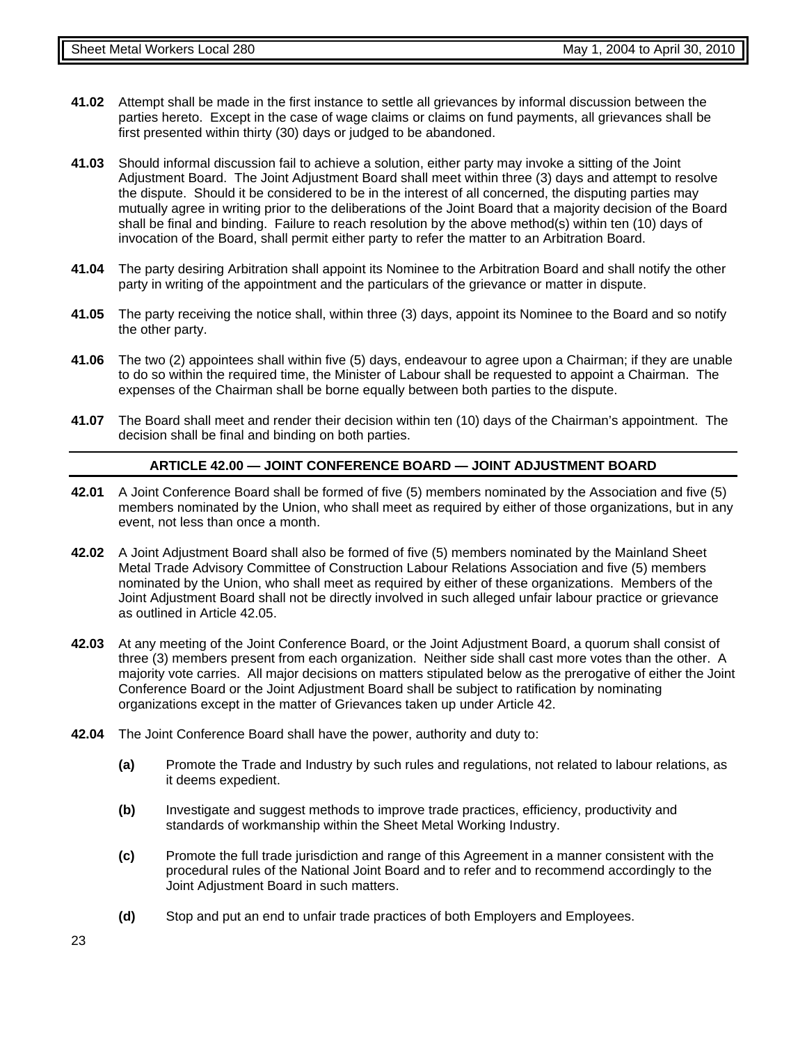**41.02** Attempt shall be made in the first instance to settle all grievances by informal discussion between the parties hereto. Except in the case of wage claims or claims on fund payments, all grievances shall be first presented within thirty (30) days or judged to be abandoned.

**41.03** Should informal discussion fail to achieve a solution, either party may invoke a sitting of the Joint Adjustment Board. The Joint Adjustment Board shall meet within three (3) days and attempt to resolve the dispute. Should it be considered to be in the interest of all concerned, the disputing parties may mutually agree in writing prior to the deliberations of the Joint Board that a majority decision of the Board shall be final and binding. Failure to reach resolution by the above method(s) within ten (10) days of invocation of the Board, shall permit either party to refer the matter to an Arbitration Board.

**41.04** The party desiring Arbitration shall appoint its Nominee to the Arbitration Board and shall notify the other party in writing of the appointment and the particulars of the grievance or matter in dispute.

**41.05** The party receiving the notice shall, within three (3) days, appoint its Nominee to the Board and so notify the other party.

**41.06** The two (2) appointees shall within five (5) days, endeavour to agree upon a Chairman; if they are unable to do so within the required time, the Minister of Labour shall be requested to appoint a Chairman. The expenses of the Chairman shall be borne equally between both parties to the dispute.

**41.07** The Board shall meet and render their decision within ten (10) days of the Chairman's appointment. The decision shall be final and binding on both parties.

## ARTICLE 42.00 — JOINT CONFERENCE BOARD — JOINT ADJUSTMENT BOARD

**42.01** A Joint Conference Board shall be formed of five (5) members nominated by the Association and five (5) members nominated by the Union, who shall meet as required by either of those organizations, but in any event, not less than once a month.

**42.02** A Joint Adjustment Board shall also be formed of five (5) members nominated by the Mainland Sheet Metal Trade Advisory Committee of Construction Labour Relations Association and five (5) members nominated by the Union, who shall meet as required by either of these organizations. Members of the Joint Adjustment Board shall not be directly involved in such alleged unfair labour practice or grievance as outlined in Article 42.05.

**42.03** At any meeting of the Joint Conference Board, or the Joint Adjustment Board, a quorum shall consist of three (3) members present from each organization. Neither side shall cast more votes than the other. A majority vote carries. All major decisions on matters stipulated below as the prerogative of either the Joint Conference Board or the Joint Adjustment Board shall be subject to ratification by nominating organizations except in the matter of Grievances taken up under Article 42.

**42.04** The Joint Conference Board shall have the power, authority and duty to:

- **(a)** Promote the Trade and Industry by such rules and regulations, not related to labour relations, as it deems expedient.
- **(b)** Investigate and suggest methods to improve trade practices, efficiency, productivity and standards of workmanship within the Sheet Metal Working Industry.
- **(c)** Promote the full trade jurisdiction and range of this Agreement in a manner consistent with the procedural rules of the National Joint Board and to refer and to recommend accordingly to the Joint Adjustment Board in such matters.
- **(d)** Stop and put an end to unfair trade practices of both Employers and Employees.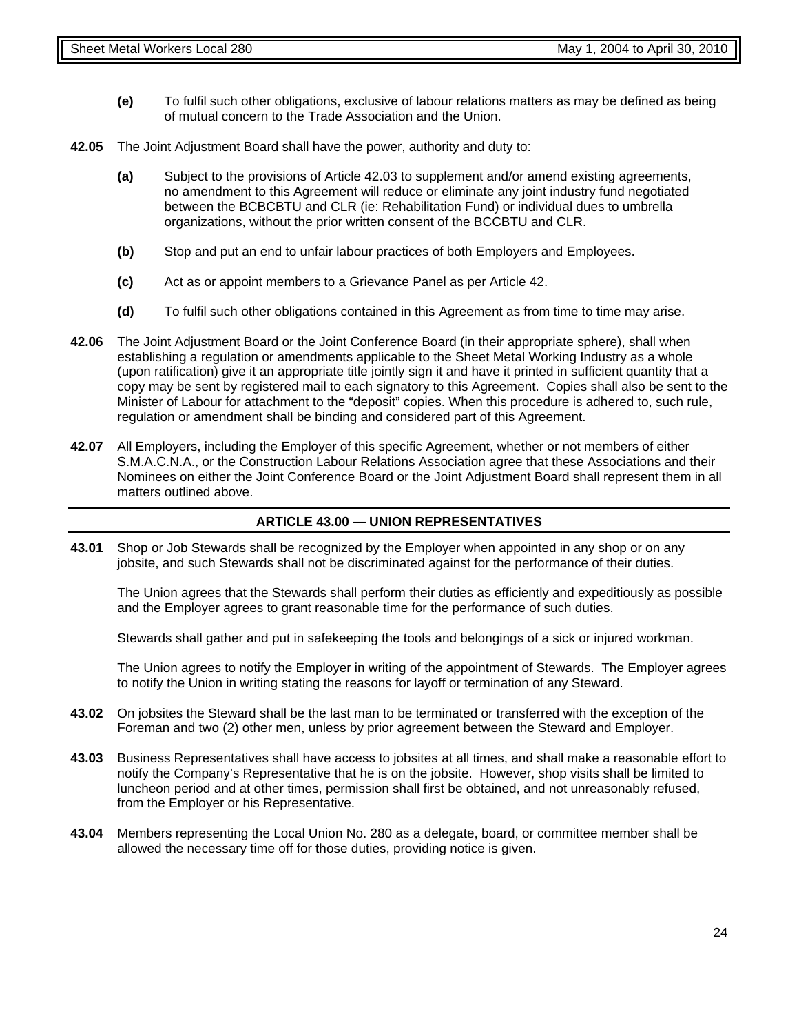**(e)** To fulfil such other obligations, exclusive of labour relations matters as may be defined as being of mutual concern to the Trade Association and the Union.

**42.05** The Joint Adjustment Board shall have the power, authority and duty to:

**(a)** Subject to the provisions of Article 42.03 to supplement and/or amend existing agreements, no amendment to this Agreement will reduce or eliminate any joint industry fund negotiated between the BCBCBTU and CLR (ie: Rehabilitation Fund) or individual dues to umbrella organizations, without the prior written consent of the BCCBTU and CLR.

**(b)** Stop and put an end to unfair labour practices of both Employers and Employees.

**(c)** Act as or appoint members to a Grievance Panel as per Article 42.

**(d)** To fulfil such other obligations contained in this Agreement as from time to time may arise.

**42.06** The Joint Adjustment Board or the Joint Conference Board (in their appropriate sphere), shall when establishing a regulation or amendments applicable to the Sheet Metal Working Industry as a whole (upon ratification) give it an appropriate title jointly sign it and have it printed in sufficient quantity that a copy may be sent by registered mail to each signatory to this Agreement. Copies shall also be sent to the Minister of Labour for attachment to the "deposit" copies. When this procedure is adhered to, such rule, regulation or amendment shall be binding and considered part of this Agreement.

**42.07** All Employers, including the Employer of this specific Agreement, whether or not members of either S.M.A.C.N.A., or the Construction Labour Relations Association agree that these Associations and their Nominees on either the Joint Conference Board or the Joint Adjustment Board shall represent them in all matters outlined above.

## ARTICLE 43.00 — UNION REPRESENTATIVES

**43.01** Shop or Job Stewards shall be recognized by the Employer when appointed in any shop or on any jobsite, and such Stewards shall not be discriminated against for the performance of their duties.

The Union agrees that the Stewards shall perform their duties as efficiently and expeditiously as possible and the Employer agrees to grant reasonable time for the performance of such duties.

Stewards shall gather and put in safekeeping the tools and belongings of a sick or injured workman.

The Union agrees to notify the Employer in writing of the appointment of Stewards. The Employer agrees to notify the Union in writing stating the reasons for layoff or termination of any Steward.

**43.02** On jobsites the Steward shall be the last man to be terminated or transferred with the exception of the Foreman and two (2) other men, unless by prior agreement between the Steward and Employer.

**43.03** Business Representatives shall have access to jobsites at all times, and shall make a reasonable effort to notify the Company's Representative that he is on the jobsite. However, shop visits shall be limited to luncheon period and at other times, permission shall first be obtained, and not unreasonably refused, from the Employer or his Representative.

**43.04** Members representing the Local Union No. 280 as a delegate, board, or committee member shall be allowed the necessary time off for those duties, providing notice is given.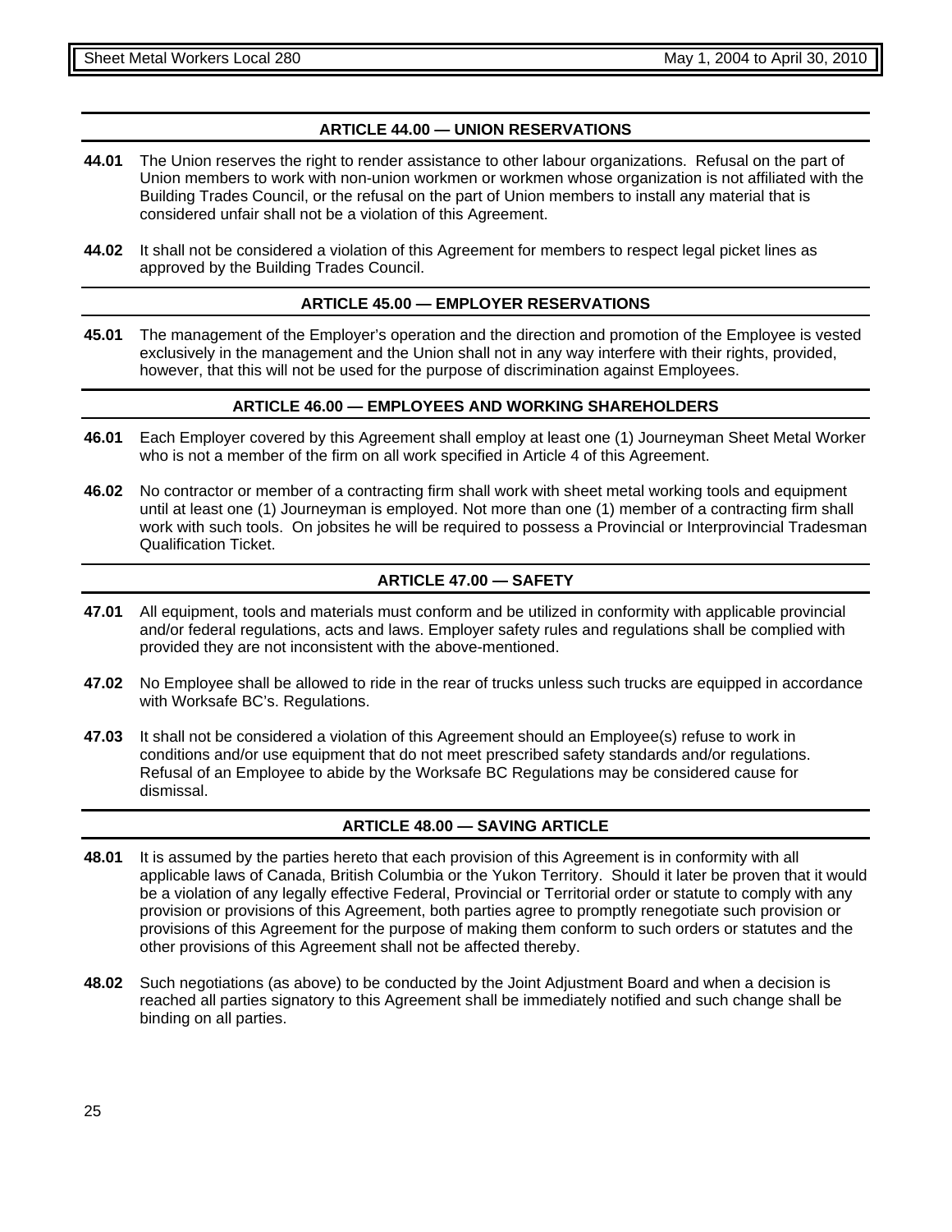## ARTICLE 44.00 — UNION RESERVATIONS

**44.01** The Union reserves the right to render assistance to other labour organizations. Refusal on the part of Union members to work with non-union workmen or workmen whose organization is not affiliated with the Building Trades Council, or the refusal on the part of Union members to install any material that is considered unfair shall not be a violation of this Agreement.

**44.02** It shall not be considered a violation of this Agreement for members to respect legal picket lines as approved by the Building Trades Council.

## ARTICLE 45.00 — EMPLOYER RESERVATIONS

**45.01** The management of the Employer's operation and the direction and promotion of the Employee is vested exclusively in the management and the Union shall not in any way interfere with their rights, provided, however, that this will not be used for the purpose of discrimination against Employees.

## ARTICLE 46.00 — EMPLOYEES AND WORKING SHAREHOLDERS

**46.01** Each Employer covered by this Agreement shall employ at least one (1) Journeyman Sheet Metal Worker who is not a member of the firm on all work specified in Article 4 of this Agreement.

**46.02** No contractor or member of a contracting firm shall work with sheet metal working tools and equipment until at least one (1) Journeyman is employed. Not more than one (1) member of a contracting firm shall work with such tools. On jobsites he will be required to possess a Provincial or Interprovincial Tradesman Qualification Ticket.

## ARTICLE 47.00 — SAFETY

**47.01** All equipment, tools and materials must conform and be utilized in conformity with applicable provincial and/or federal regulations, acts and laws. Employer safety rules and regulations shall be complied with provided they are not inconsistent with the above-mentioned.

**47.02** No Employee shall be allowed to ride in the rear of trucks unless such trucks are equipped in accordance with Worksafe BC's. Regulations.

**47.03** It shall not be considered a violation of this Agreement should an Employee(s) refuse to work in conditions and/or use equipment that do not meet prescribed safety standards and/or regulations. Refusal of an Employee to abide by the Worksafe BC Regulations may be considered cause for dismissal.

## ARTICLE 48.00 — SAVING ARTICLE

**48.01** It is assumed by the parties hereto that each provision of this Agreement is in conformity with all applicable laws of Canada, British Columbia or the Yukon Territory. Should it later be proven that it would be a violation of any legally effective Federal, Provincial or Territorial order or statute to comply with any provision or provisions of this Agreement, both parties agree to promptly renegotiate such provision or provisions of this Agreement for the purpose of making them conform to such orders or statutes and the other provisions of this Agreement shall not be affected thereby.

**48.02** Such negotiations (as above) to be conducted by the Joint Adjustment Board and when a decision is reached all parties signatory to this Agreement shall be immediately notified and such change shall be binding on all parties.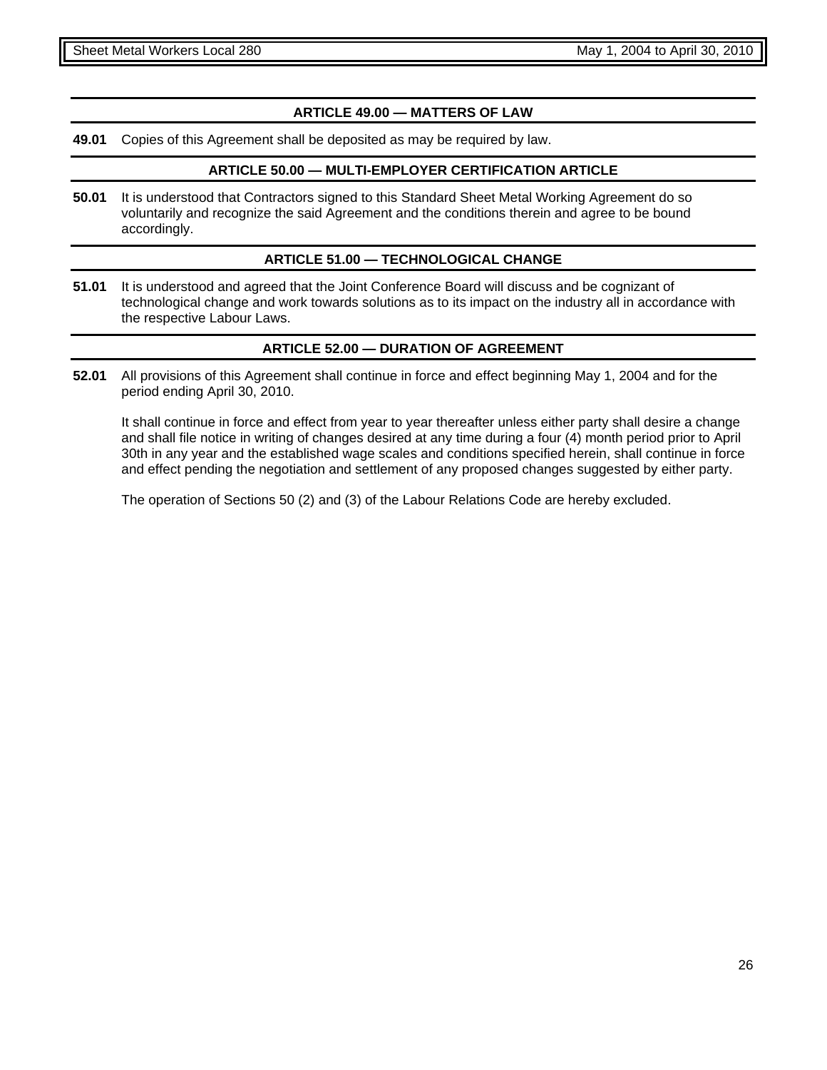## ARTICLE 49.00 — MATTERS OF LAW

**49.01** Copies of this Agreement shall be deposited as may be required by law.

## ARTICLE 50.00 — MULTI-EMPLOYER CERTIFICATION ARTICLE

**50.01** It is understood that Contractors signed to this Standard Sheet Metal Working Agreement do so voluntarily and recognize the said Agreement and the conditions therein and agree to be bound accordingly.

## ARTICLE 51.00 — TECHNOLOGICAL CHANGE

**51.01** It is understood and agreed that the Joint Conference Board will discuss and be cognizant of technological change and work towards solutions as to its impact on the industry all in accordance with the respective Labour Laws.

## ARTICLE 52.00 — DURATION OF AGREEMENT

**52.01** All provisions of this Agreement shall continue in force and effect beginning May 1, 2004 and for the period ending April 30, 2010.

It shall continue in force and effect from year to year thereafter unless either party shall desire a change and shall file notice in writing of changes desired at any time during a four (4) month period prior to April 30th in any year and the established wage scales and conditions specified herein, shall continue in force and effect pending the negotiation and settlement of any proposed changes suggested by either party.

The operation of Sections 50 (2) and (3) of the Labour Relations Code are hereby excluded.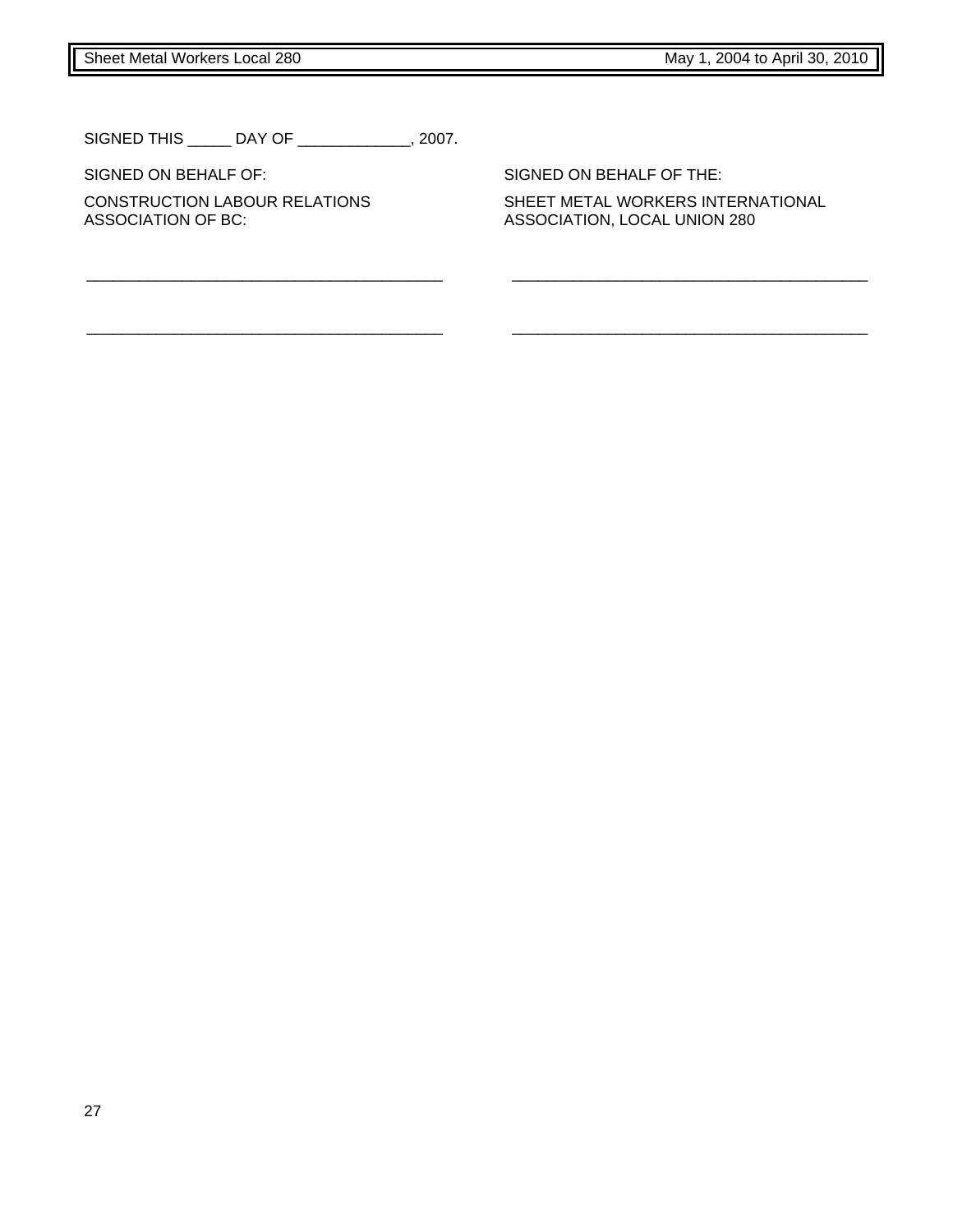SIGNED THIS _____ DAY OF _____________, 2007.

| SIGNED ON BEHALF OF: | SIGNED ON BEHALF OF THE: |
|---|---|
| CONSTRUCTION LABOUR RELATIONS ASSOCIATION OF BC: | SHEET METAL WORKERS INTERNATIONAL ASSOCIATION, LOCAL UNION 280 |
| ___________________________________________ | ___________________________________________ |
| ___________________________________________ | ___________________________________________ |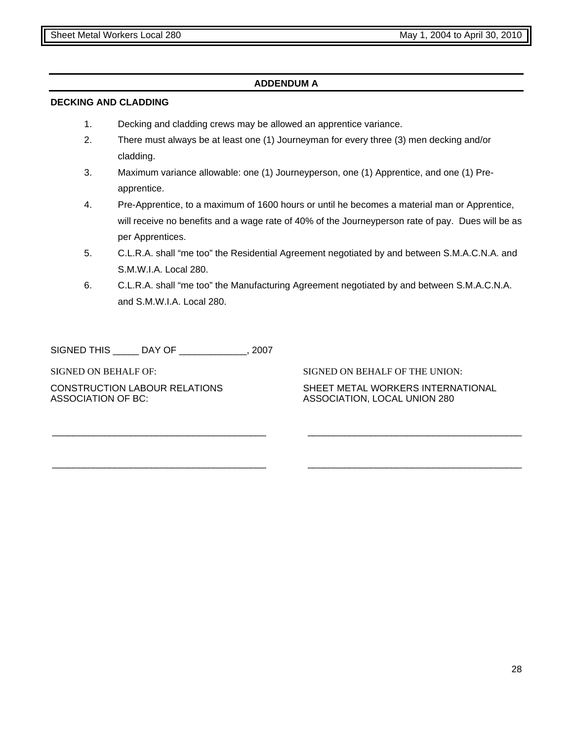## ADDENDUM A

**DECKING AND CLADDING**

1. Decking and cladding crews may be allowed an apprentice variance.
2. There must always be at least one (1) Journeyman for every three (3) men decking and/or cladding.
3. Maximum variance allowable: one (1) Journeyperson, one (1) Apprentice, and one (1) Pre-apprentice.
4. Pre-Apprentice, to a maximum of 1600 hours or until he becomes a material man or Apprentice, will receive no benefits and a wage rate of 40% of the Journeyperson rate of pay. Dues will be as per Apprentices.
5. C.L.R.A. shall "me too" the Residential Agreement negotiated by and between S.M.A.C.N.A. and S.M.W.I.A. Local 280.
6. C.L.R.A. shall "me too" the Manufacturing Agreement negotiated by and between S.M.A.C.N.A. and S.M.W.I.A. Local 280.

SIGNED THIS _____ DAY OF ____________, 2007

| SIGNED ON BEHALF OF: | SIGNED ON BEHALF OF THE UNION: |
|---|---|
| CONSTRUCTION LABOUR RELATIONS ASSOCIATION OF BC: | SHEET METAL WORKERS INTERNATIONAL ASSOCIATION, LOCAL UNION 280 |
| ________________________________________ | ________________________________________ |
| ________________________________________ | ________________________________________ |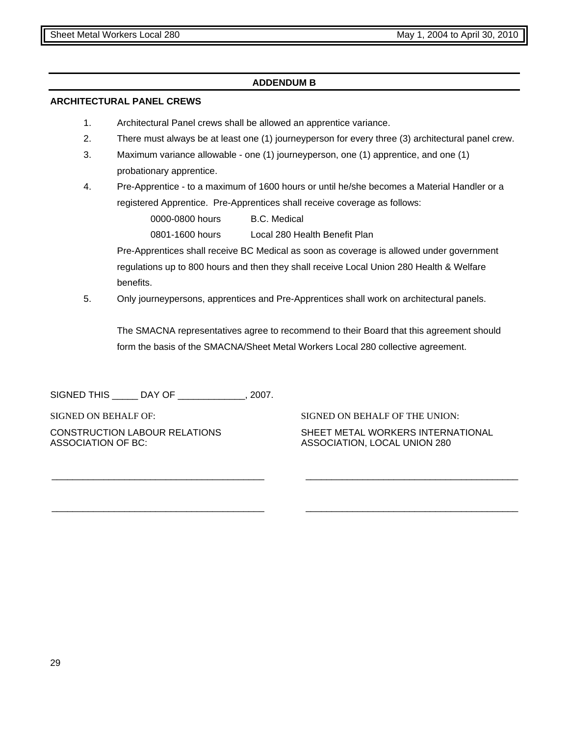## ADDENDUM B

### ARCHITECTURAL PANEL CREWS

1. Architectural Panel crews shall be allowed an apprentice variance.
2. There must always be at least one (1) journeyperson for every three (3) architectural panel crew.
3. Maximum variance allowable - one (1) journeyperson, one (1) apprentice, and one (1) probationary apprentice.
4. Pre-Apprentice - to a maximum of 1600 hours or until he/she becomes a Material Handler or a registered Apprentice. Pre-Apprentices shall receive coverage as follows:

   | | |
   |---|---|
   | 0000-0800 hours | B.C. Medical |
   | 0801-1600 hours | Local 280 Health Benefit Plan |

   Pre-Apprentices shall receive BC Medical as soon as coverage is allowed under government regulations up to 800 hours and then they shall receive Local Union 280 Health & Welfare benefits.
5. Only journeypersons, apprentices and Pre-Apprentices shall work on architectural panels.

The SMACNA representatives agree to recommend to their Board that this agreement should form the basis of the SMACNA/Sheet Metal Workers Local 280 collective agreement.

SIGNED THIS _____ DAY OF _____________, 2007.

| SIGNED ON BEHALF OF: | SIGNED ON BEHALF OF THE UNION: |
|---|---|
| CONSTRUCTION LABOUR RELATIONS ASSOCIATION OF BC: | SHEET METAL WORKERS INTERNATIONAL ASSOCIATION, LOCAL UNION 280 |
| ________________________________________ | ________________________________________ |
| ________________________________________ | ________________________________________ |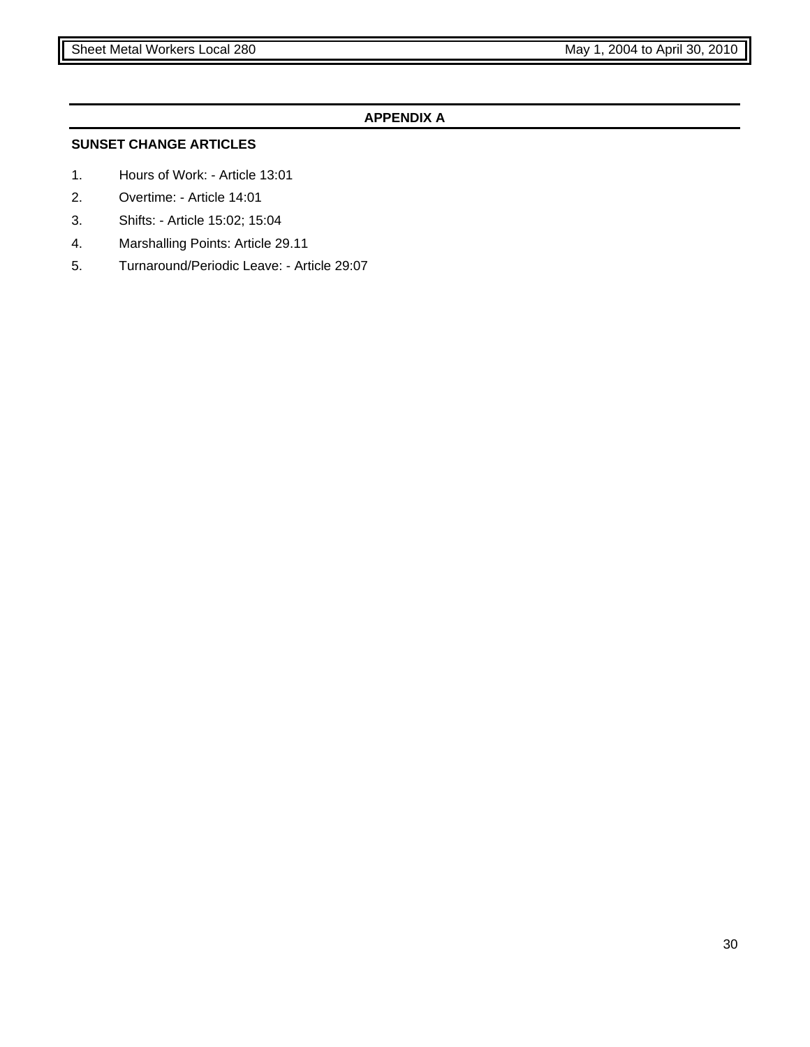## APPENDIX A

**SUNSET CHANGE ARTICLES**

1. Hours of Work: - Article 13:01
2. Overtime: - Article 14:01
3. Shifts: - Article 15:02; 15:04
4. Marshalling Points: Article 29.11
5. Turnaround/Periodic Leave: - Article 29:07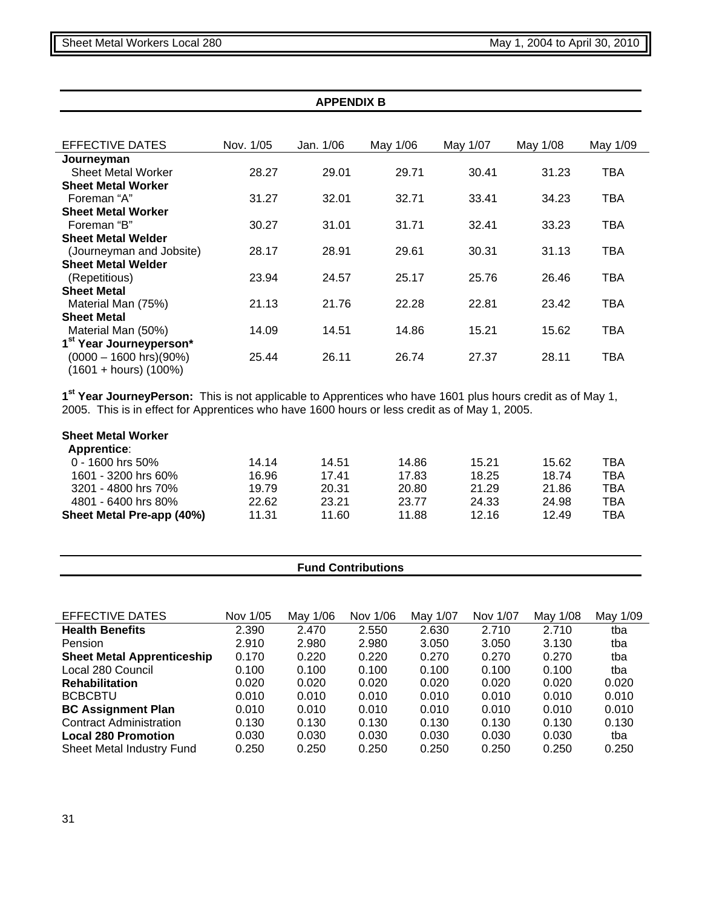## APPENDIX B

| EFFECTIVE DATES | Nov. 1/05 | Jan. 1/06 | May 1/06 | May 1/07 | May 1/08 | May 1/09 |
|---|---|---|---|---|---|---|
| **Journeyman** Sheet Metal Worker | 28.27 | 29.01 | 29.71 | 30.41 | 31.23 | TBA |
| **Sheet Metal Worker** Foreman "A" | 31.27 | 32.01 | 32.71 | 33.41 | 34.23 | TBA |
| **Sheet Metal Worker** Foreman "B" | 30.27 | 31.01 | 31.71 | 32.41 | 33.23 | TBA |
| **Sheet Metal Welder** (Journeyman and Jobsite) | 28.17 | 28.91 | 29.61 | 30.31 | 31.13 | TBA |
| **Sheet Metal Welder** (Repetitious) | 23.94 | 24.57 | 25.17 | 25.76 | 26.46 | TBA |
| **Sheet Metal** Material Man (75%) | 21.13 | 21.76 | 22.28 | 22.81 | 23.42 | TBA |
| **Sheet Metal** Material Man (50%) | 14.09 | 14.51 | 14.86 | 15.21 | 15.62 | TBA |
| **1st Year Journeyperson*** (0000 – 1600 hrs)(90%) (1601 + hours) (100%) | 25.44 | 26.11 | 26.74 | 27.37 | 28.11 | TBA |

**1st Year JourneyPerson:** This is not applicable to Apprentices who have 1601 plus hours credit as of May 1, 2005. This is in effect for Apprentices who have 1600 hours or less credit as of May 1, 2005.

| **Sheet Metal Worker Apprentice**: | | | | | | |
|---|---|---|---|---|---|---|
| 0 - 1600 hrs 50% | 14.14 | 14.51 | 14.86 | 15.21 | 15.62 | TBA |
| 1601 - 3200 hrs 60% | 16.96 | 17.41 | 17.83 | 18.25 | 18.74 | TBA |
| 3201 - 4800 hrs 70% | 19.79 | 20.31 | 20.80 | 21.29 | 21.86 | TBA |
| 4801 - 6400 hrs 80% | 22.62 | 23.21 | 23.77 | 24.33 | 24.98 | TBA |
| **Sheet Metal Pre-app (40%)** | 11.31 | 11.60 | 11.88 | 12.16 | 12.49 | TBA |

## Fund Contributions

| EFFECTIVE DATES | Nov 1/05 | May 1/06 | Nov 1/06 | May 1/07 | Nov 1/07 | May 1/08 | May 1/09 |
|---|---|---|---|---|---|---|---|
| **Health Benefits** | 2.390 | 2.470 | 2.550 | 2.630 | 2.710 | 2.710 | tba |
| Pension | 2.910 | 2.980 | 2.980 | 3.050 | 3.050 | 3.130 | tba |
| **Sheet Metal Apprenticeship** | 0.170 | 0.220 | 0.220 | 0.270 | 0.270 | 0.270 | tba |
| Local 280 Council | 0.100 | 0.100 | 0.100 | 0.100 | 0.100 | 0.100 | tba |
| **Rehabilitation** | 0.020 | 0.020 | 0.020 | 0.020 | 0.020 | 0.020 | 0.020 |
| BCBCBTU | 0.010 | 0.010 | 0.010 | 0.010 | 0.010 | 0.010 | 0.010 |
| **BC Assignment Plan** | 0.010 | 0.010 | 0.010 | 0.010 | 0.010 | 0.010 | 0.010 |
| Contract Administration | 0.130 | 0.130 | 0.130 | 0.130 | 0.130 | 0.130 | 0.130 |
| **Local 280 Promotion** | 0.030 | 0.030 | 0.030 | 0.030 | 0.030 | 0.030 | tba |
| Sheet Metal Industry Fund | 0.250 | 0.250 | 0.250 | 0.250 | 0.250 | 0.250 | 0.250 |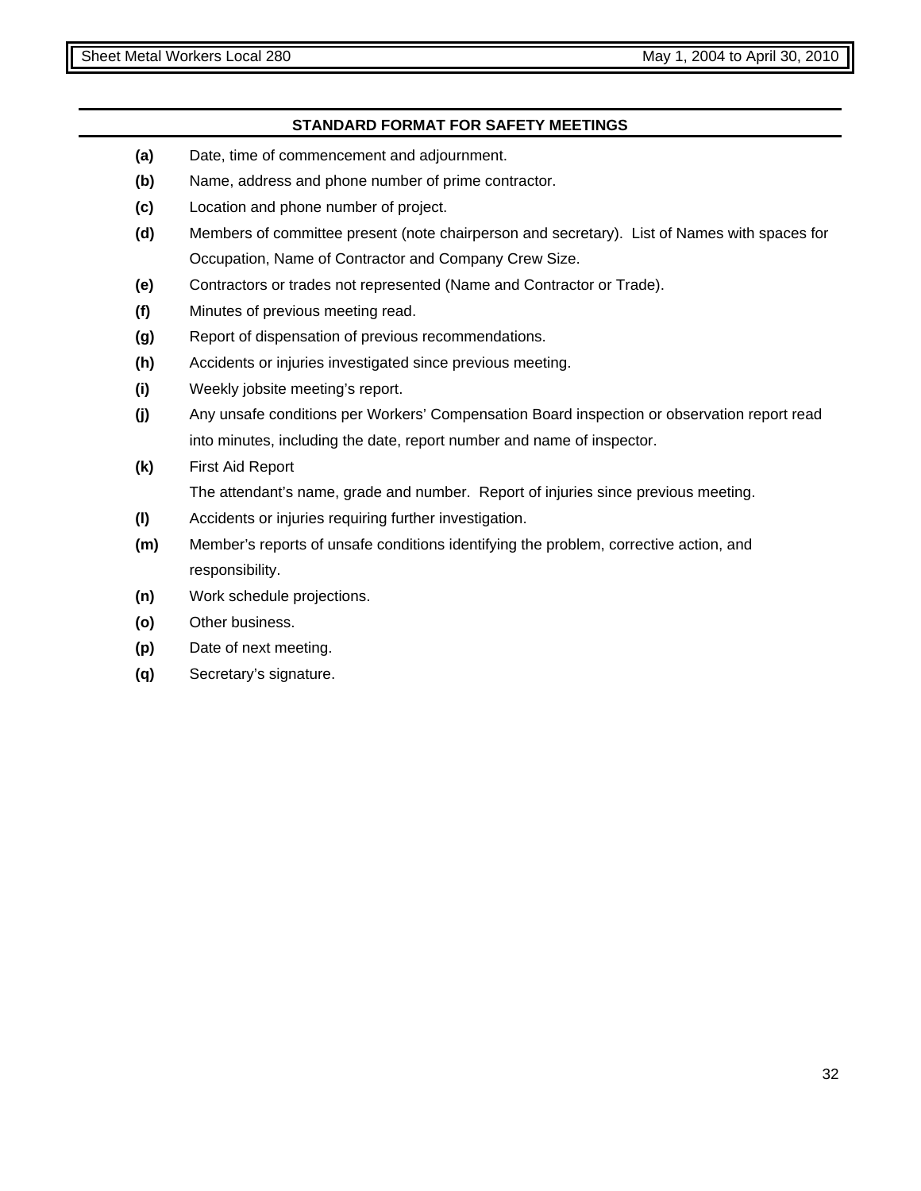## STANDARD FORMAT FOR SAFETY MEETINGS

**(a)** Date, time of commencement and adjournment.

**(b)** Name, address and phone number of prime contractor.

**(c)** Location and phone number of project.

**(d)** Members of committee present (note chairperson and secretary). List of Names with spaces for Occupation, Name of Contractor and Company Crew Size.

**(e)** Contractors or trades not represented (Name and Contractor or Trade).

**(f)** Minutes of previous meeting read.

**(g)** Report of dispensation of previous recommendations.

**(h)** Accidents or injuries investigated since previous meeting.

**(i)** Weekly jobsite meeting's report.

**(j)** Any unsafe conditions per Workers' Compensation Board inspection or observation report read into minutes, including the date, report number and name of inspector.

**(k)** First Aid Report
The attendant's name, grade and number. Report of injuries since previous meeting.

**(l)** Accidents or injuries requiring further investigation.

**(m)** Member's reports of unsafe conditions identifying the problem, corrective action, and responsibility.

**(n)** Work schedule projections.

**(o)** Other business.

**(p)** Date of next meeting.

**(q)** Secretary's signature.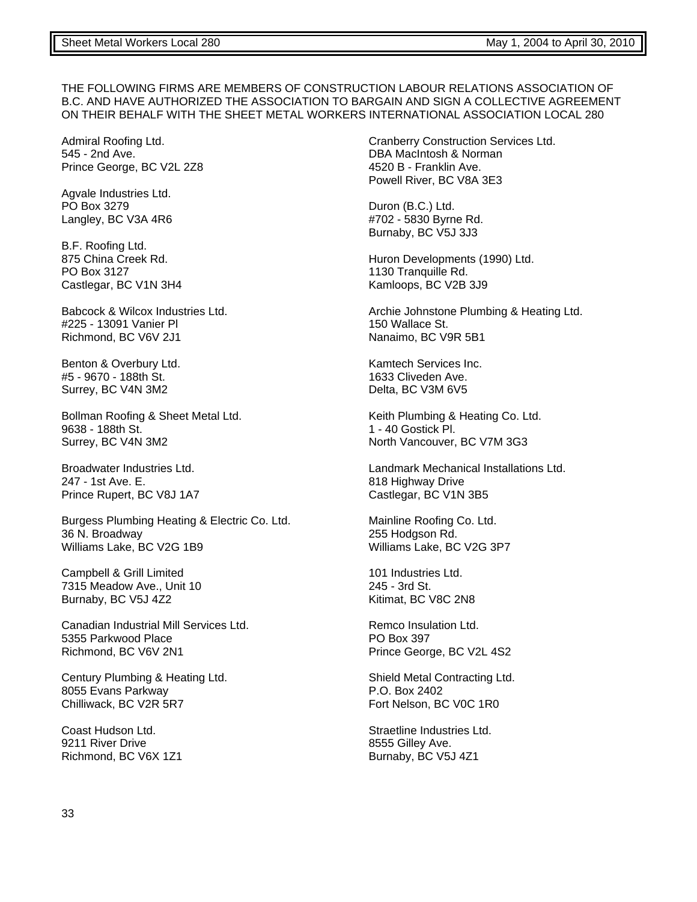THE FOLLOWING FIRMS ARE MEMBERS OF CONSTRUCTION LABOUR RELATIONS ASSOCIATION OF B.C. AND HAVE AUTHORIZED THE ASSOCIATION TO BARGAIN AND SIGN A COLLECTIVE AGREEMENT ON THEIR BEHALF WITH THE SHEET METAL WORKERS INTERNATIONAL ASSOCIATION LOCAL 280

Admiral Roofing Ltd.
545 - 2nd Ave.
Prince George, BC V2L 2Z8

Agvale Industries Ltd.
PO Box 3279
Langley, BC V3A 4R6

B.F. Roofing Ltd.
875 China Creek Rd.
PO Box 3127
Castlegar, BC V1N 3H4

Babcock & Wilcox Industries Ltd.
#225 - 13091 Vanier Pl
Richmond, BC V6V 2J1

Benton & Overbury Ltd.
#5 - 9670 - 188th St.
Surrey, BC V4N 3M2

Bollman Roofing & Sheet Metal Ltd.
9638 - 188th St.
Surrey, BC V4N 3M2

Broadwater Industries Ltd.
247 - 1st Ave. E.
Prince Rupert, BC V8J 1A7

Burgess Plumbing Heating & Electric Co. Ltd.
36 N. Broadway
Williams Lake, BC V2G 1B9

Campbell & Grill Limited
7315 Meadow Ave., Unit 10
Burnaby, BC V5J 4Z2

Canadian Industrial Mill Services Ltd.
5355 Parkwood Place
Richmond, BC V6V 2N1

Century Plumbing & Heating Ltd.
8055 Evans Parkway
Chilliwack, BC V2R 5R7

Coast Hudson Ltd.
9211 River Drive
Richmond, BC V6X 1Z1

Cranberry Construction Services Ltd.
DBA MacIntosh & Norman
4520 B - Franklin Ave.
Powell River, BC V8A 3E3

Duron (B.C.) Ltd.
#702 - 5830 Byrne Rd.
Burnaby, BC V5J 3J3

Huron Developments (1990) Ltd.
1130 Tranquille Rd.
Kamloops, BC V2B 3J9

Archie Johnstone Plumbing & Heating Ltd.
150 Wallace St.
Nanaimo, BC V9R 5B1

Kamtech Services Inc.
1633 Cliveden Ave.
Delta, BC V3M 6V5

Keith Plumbing & Heating Co. Ltd.
1 - 40 Gostick Pl.
North Vancouver, BC V7M 3G3

Landmark Mechanical Installations Ltd.
818 Highway Drive
Castlegar, BC V1N 3B5

Mainline Roofing Co. Ltd.
255 Hodgson Rd.
Williams Lake, BC V2G 3P7

101 Industries Ltd.
245 - 3rd St.
Kitimat, BC V8C 2N8

Remco Insulation Ltd.
PO Box 397
Prince George, BC V2L 4S2

Shield Metal Contracting Ltd.
P.O. Box 2402
Fort Nelson, BC V0C 1R0

Straetline Industries Ltd.
8555 Gilley Ave.
Burnaby, BC V5J 4Z1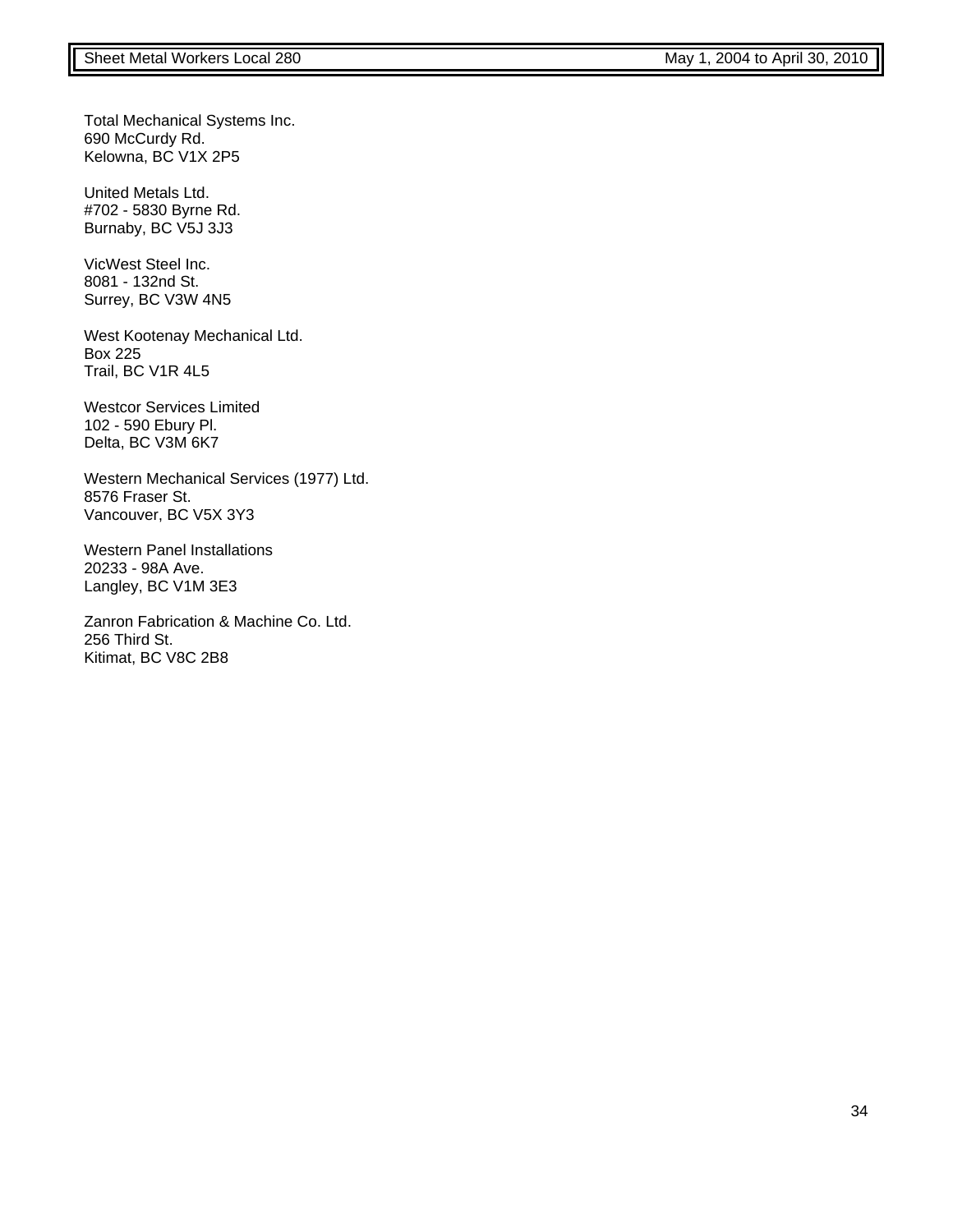Total Mechanical Systems Inc.
690 McCurdy Rd.
Kelowna, BC V1X 2P5

United Metals Ltd.
#702 - 5830 Byrne Rd.
Burnaby, BC V5J 3J3

VicWest Steel Inc.
8081 - 132nd St.
Surrey, BC V3W 4N5

West Kootenay Mechanical Ltd.
Box 225
Trail, BC V1R 4L5

Westcor Services Limited
102 - 590 Ebury Pl.
Delta, BC V3M 6K7

Western Mechanical Services (1977) Ltd.
8576 Fraser St.
Vancouver, BC V5X 3Y3

Western Panel Installations
20233 - 98A Ave.
Langley, BC V1M 3E3

Zanron Fabrication & Machine Co. Ltd.
256 Third St.
Kitimat, BC V8C 2B8